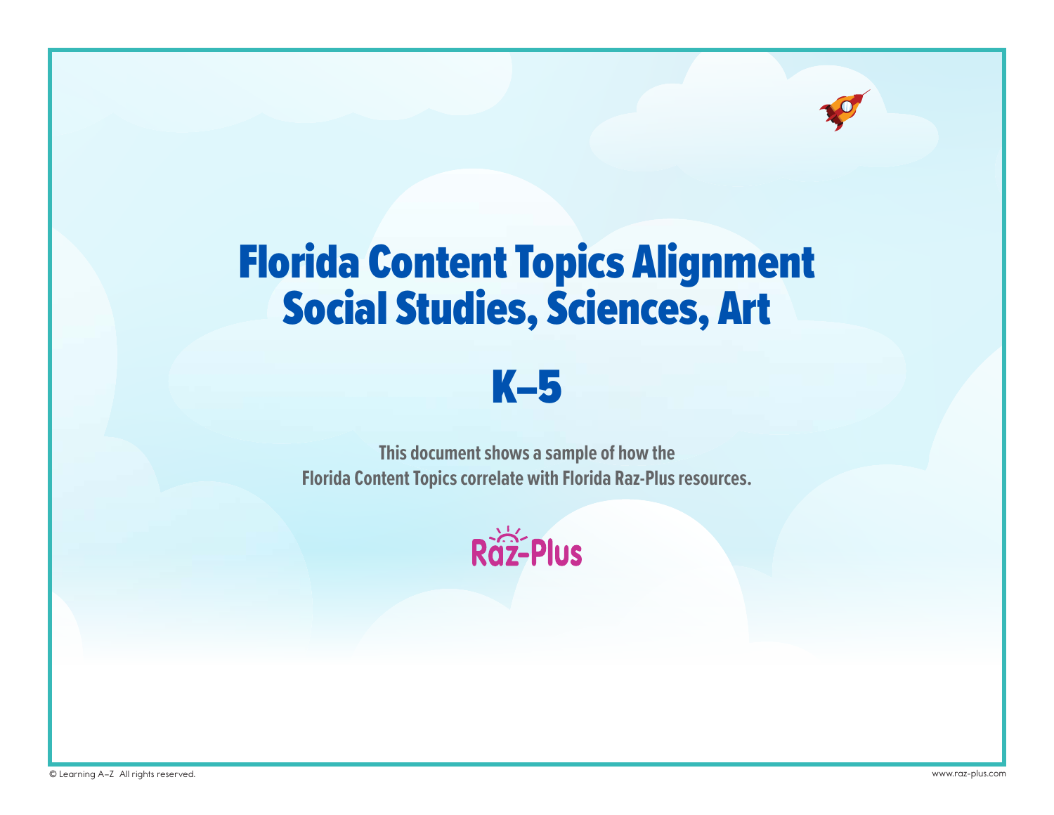# Florida Content Topics Alignment
# Social Studies, Sciences, Art

## K–5

**This document shows a sample of how the Florida Content Topics correlate with Florida Raz-Plus resources.**

Raz-Plus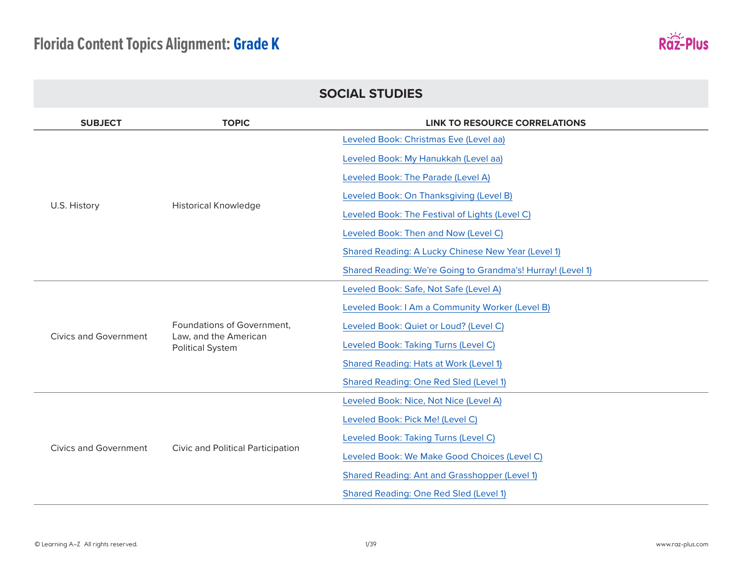# Florida Content Topics Alignment: Grade K

## SOCIAL STUDIES

| SUBJECT | TOPIC | LINK TO RESOURCE CORRELATIONS |
|---|---|---|
| U.S. History | Historical Knowledge | Leveled Book: Christmas Eve (Level aa) |
| | | Leveled Book: My Hanukkah (Level aa) |
| | | Leveled Book: The Parade (Level A) |
| | | Leveled Book: On Thanksgiving (Level B) |
| | | Leveled Book: The Festival of Lights (Level C) |
| | | Leveled Book: Then and Now (Level C) |
| | | Shared Reading: A Lucky Chinese New Year (Level 1) |
| | | Shared Reading: We're Going to Grandma's! Hurray! (Level 1) |
| Civics and Government | Foundations of Government, Law, and the American Political System | Leveled Book: Safe, Not Safe (Level A) |
| | | Leveled Book: I Am a Community Worker (Level B) |
| | | Leveled Book: Quiet or Loud? (Level C) |
| | | Leveled Book: Taking Turns (Level C) |
| | | Shared Reading: Hats at Work (Level 1) |
| | | Shared Reading: One Red Sled (Level 1) |
| Civics and Government | Civic and Political Participation | Leveled Book: Nice, Not Nice (Level A) |
| | | Leveled Book: Pick Me! (Level C) |
| | | Leveled Book: Taking Turns (Level C) |
| | | Leveled Book: We Make Good Choices (Level C) |
| | | Shared Reading: Ant and Grasshopper (Level 1) |
| | | Shared Reading: One Red Sled (Level 1) |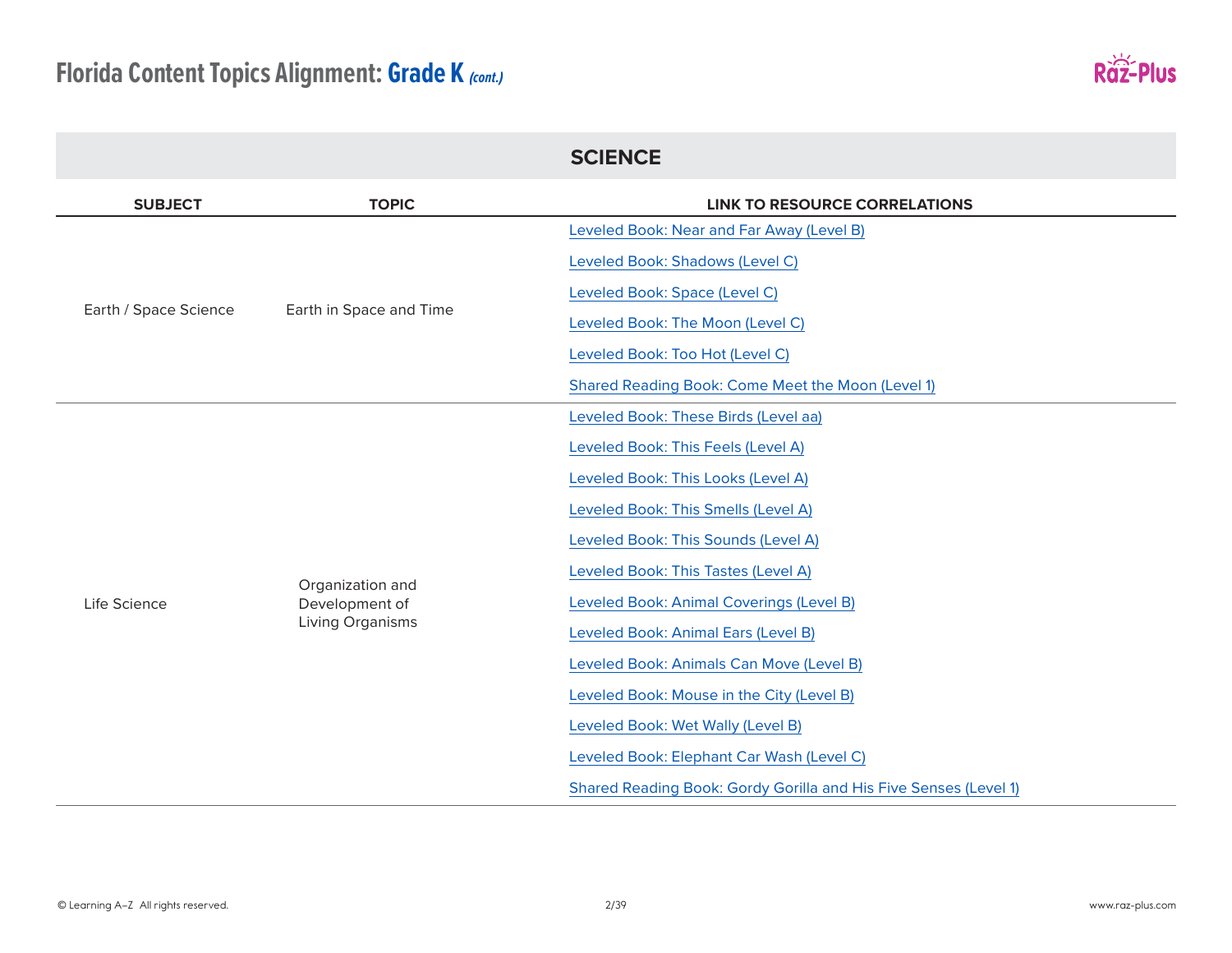# Florida Content Topics Alignment: Grade K *(cont.)*

## SCIENCE

| SUBJECT | TOPIC | LINK TO RESOURCE CORRELATIONS |
|---|---|---|
| Earth / Space Science | Earth in Space and Time | Leveled Book: Near and Far Away (Level B) |
| | | Leveled Book: Shadows (Level C) |
| | | Leveled Book: Space (Level C) |
| | | Leveled Book: The Moon (Level C) |
| | | Leveled Book: Too Hot (Level C) |
| | | Shared Reading Book: Come Meet the Moon (Level 1) |
| Life Science | Organization and Development of Living Organisms | Leveled Book: These Birds (Level aa) |
| | | Leveled Book: This Feels (Level A) |
| | | Leveled Book: This Looks (Level A) |
| | | Leveled Book: This Smells (Level A) |
| | | Leveled Book: This Sounds (Level A) |
| | | Leveled Book: This Tastes (Level A) |
| | | Leveled Book: Animal Coverings (Level B) |
| | | Leveled Book: Animal Ears (Level B) |
| | | Leveled Book: Animals Can Move (Level B) |
| | | Leveled Book: Mouse in the City (Level B) |
| | | Leveled Book: Wet Wally (Level B) |
| | | Leveled Book: Elephant Car Wash (Level C) |
| | | Shared Reading Book: Gordy Gorilla and His Five Senses (Level 1) |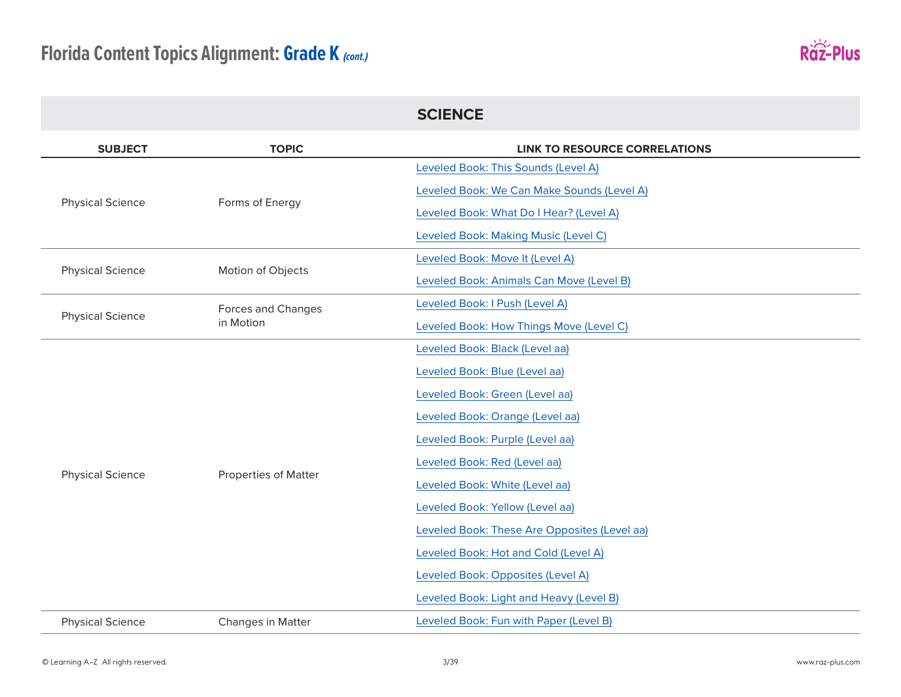# Florida Content Topics Alignment: Grade K *(cont.)*

## SCIENCE

| SUBJECT | TOPIC | LINK TO RESOURCE CORRELATIONS |
|---|---|---|
| Physical Science | Forms of Energy | Leveled Book: This Sounds (Level A) |
| | | Leveled Book: We Can Make Sounds (Level A) |
| | | Leveled Book: What Do I Hear? (Level A) |
| | | Leveled Book: Making Music (Level C) |
| Physical Science | Motion of Objects | Leveled Book: Move It (Level A) |
| | | Leveled Book: Animals Can Move (Level B) |
| Physical Science | Forces and Changes in Motion | Leveled Book: I Push (Level A) |
| | | Leveled Book: How Things Move (Level C) |
| Physical Science | Properties of Matter | Leveled Book: Black (Level aa) |
| | | Leveled Book: Blue (Level aa) |
| | | Leveled Book: Green (Level aa) |
| | | Leveled Book: Orange (Level aa) |
| | | Leveled Book: Purple (Level aa) |
| | | Leveled Book: Red (Level aa) |
| | | Leveled Book: White (Level aa) |
| | | Leveled Book: Yellow (Level aa) |
| | | Leveled Book: These Are Opposites (Level aa) |
| | | Leveled Book: Hot and Cold (Level A) |
| | | Leveled Book: Opposites (Level A) |
| | | Leveled Book: Light and Heavy (Level B) |
| Physical Science | Changes in Matter | Leveled Book: Fun with Paper (Level B) |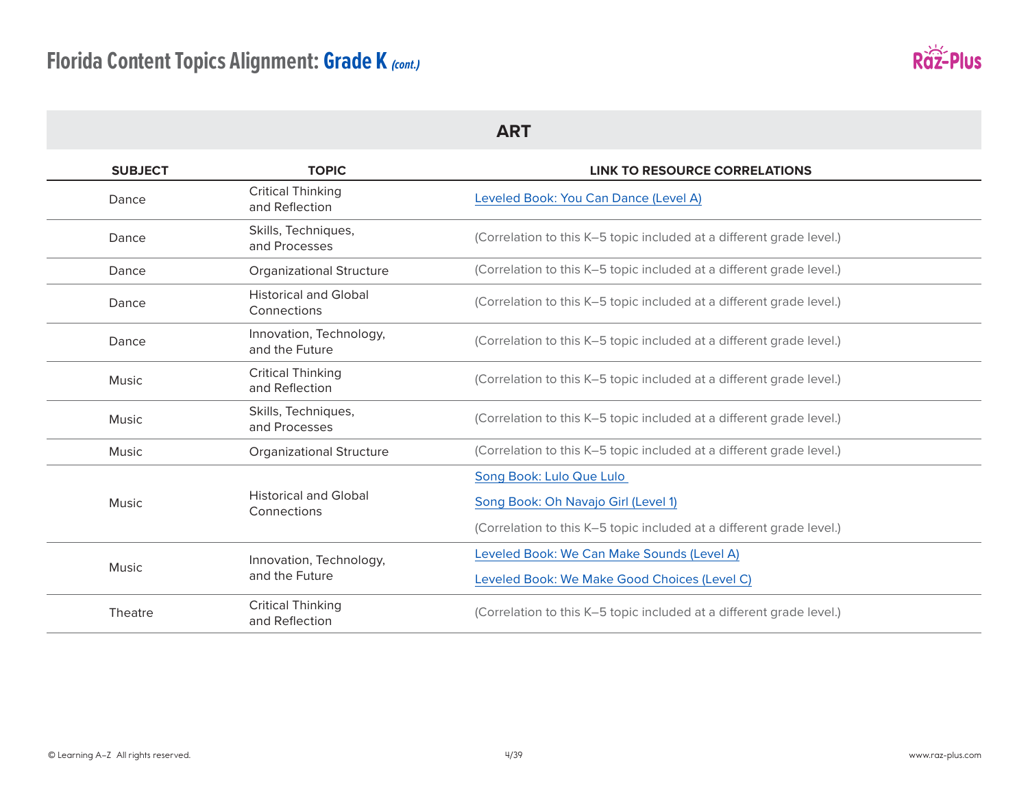# Florida Content Topics Alignment: Grade K *(cont.)*

## ART

| SUBJECT | TOPIC | LINK TO RESOURCE CORRELATIONS |
|---|---|---|
| Dance | Critical Thinking and Reflection | Leveled Book: You Can Dance (Level A) |
| Dance | Skills, Techniques, and Processes | (Correlation to this K–5 topic included at a different grade level.) |
| Dance | Organizational Structure | (Correlation to this K–5 topic included at a different grade level.) |
| Dance | Historical and Global Connections | (Correlation to this K–5 topic included at a different grade level.) |
| Dance | Innovation, Technology, and the Future | (Correlation to this K–5 topic included at a different grade level.) |
| Music | Critical Thinking and Reflection | (Correlation to this K–5 topic included at a different grade level.) |
| Music | Skills, Techniques, and Processes | (Correlation to this K–5 topic included at a different grade level.) |
| Music | Organizational Structure | (Correlation to this K–5 topic included at a different grade level.) |
| Music | Historical and Global Connections | Song Book: Lulo Que Lulo<br>Song Book: Oh Navajo Girl (Level 1)<br>(Correlation to this K–5 topic included at a different grade level.) |
| Music | Innovation, Technology, and the Future | Leveled Book: We Can Make Sounds (Level A)<br>Leveled Book: We Make Good Choices (Level C) |
| Theatre | Critical Thinking and Reflection | (Correlation to this K–5 topic included at a different grade level.) |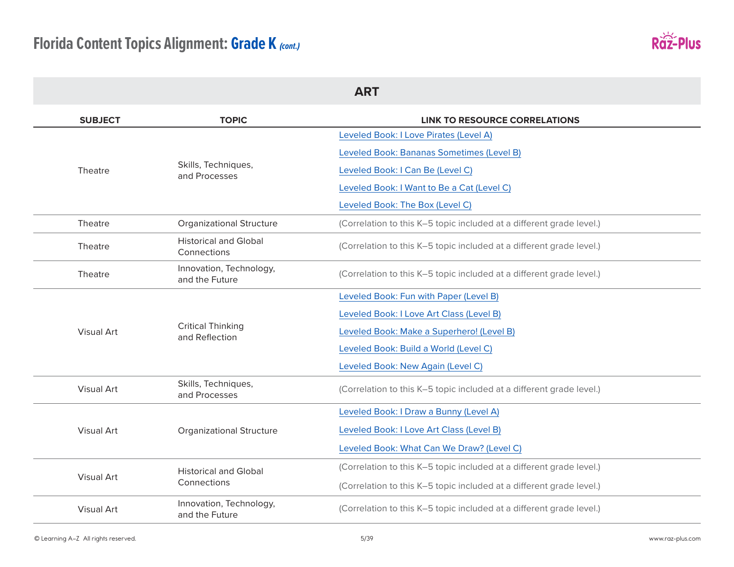# Florida Content Topics Alignment: Grade K *(cont.)*

## ART

| SUBJECT | TOPIC | LINK TO RESOURCE CORRELATIONS |
|---|---|---|
| Theatre | Skills, Techniques, and Processes | Leveled Book: I Love Pirates (Level A)<br>Leveled Book: Bananas Sometimes (Level B)<br>Leveled Book: I Can Be (Level C)<br>Leveled Book: I Want to Be a Cat (Level C)<br>Leveled Book: The Box (Level C) |
| Theatre | Organizational Structure | (Correlation to this K–5 topic included at a different grade level.) |
| Theatre | Historical and Global Connections | (Correlation to this K–5 topic included at a different grade level.) |
| Theatre | Innovation, Technology, and the Future | (Correlation to this K–5 topic included at a different grade level.) |
| Visual Art | Critical Thinking and Reflection | Leveled Book: Fun with Paper (Level B)<br>Leveled Book: I Love Art Class (Level B)<br>Leveled Book: Make a Superhero! (Level B)<br>Leveled Book: Build a World (Level C)<br>Leveled Book: New Again (Level C) |
| Visual Art | Skills, Techniques, and Processes | (Correlation to this K–5 topic included at a different grade level.) |
| Visual Art | Organizational Structure | Leveled Book: I Draw a Bunny (Level A)<br>Leveled Book: I Love Art Class (Level B)<br>Leveled Book: What Can We Draw? (Level C) |
| Visual Art | Historical and Global Connections | (Correlation to this K–5 topic included at a different grade level.)<br>(Correlation to this K–5 topic included at a different grade level.) |
| Visual Art | Innovation, Technology, and the Future | (Correlation to this K–5 topic included at a different grade level.) |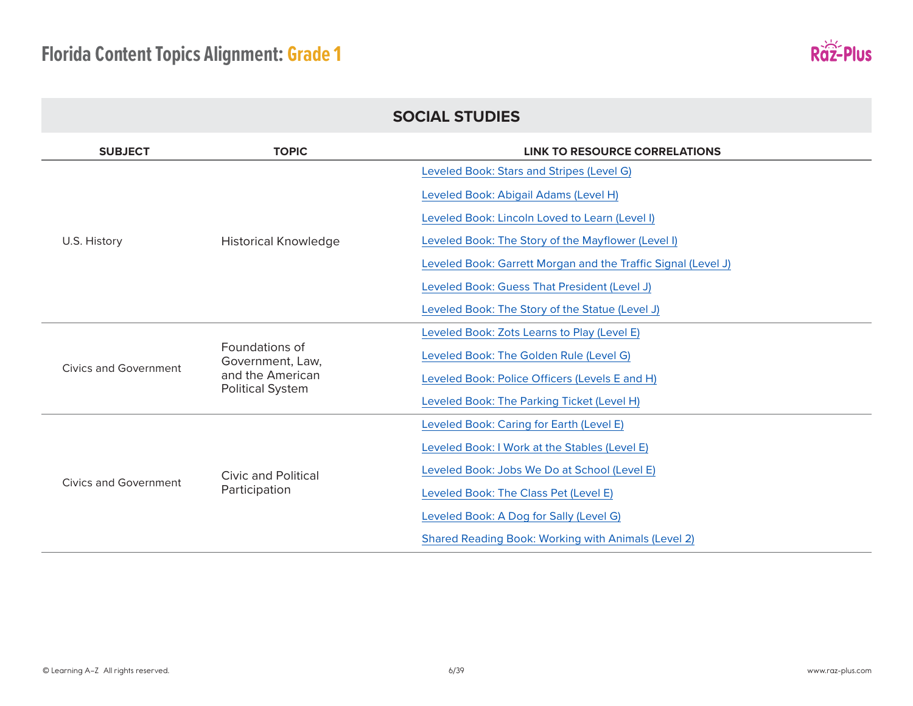# Florida Content Topics Alignment: Grade 1

## SOCIAL STUDIES

| SUBJECT | TOPIC | LINK TO RESOURCE CORRELATIONS |
| --- | --- | --- |
| U.S. History | Historical Knowledge | Leveled Book: Stars and Stripes (Level G) |
| | | Leveled Book: Abigail Adams (Level H) |
| | | Leveled Book: Lincoln Loved to Learn (Level I) |
| | | Leveled Book: The Story of the Mayflower (Level I) |
| | | Leveled Book: Garrett Morgan and the Traffic Signal (Level J) |
| | | Leveled Book: Guess That President (Level J) |
| | | Leveled Book: The Story of the Statue (Level J) |
| Civics and Government | Foundations of Government, Law, and the American Political System | Leveled Book: Zots Learns to Play (Level E) |
| | | Leveled Book: The Golden Rule (Level G) |
| | | Leveled Book: Police Officers (Levels E and H) |
| | | Leveled Book: The Parking Ticket (Level H) |
| Civics and Government | Civic and Political Participation | Leveled Book: Caring for Earth (Level E) |
| | | Leveled Book: I Work at the Stables (Level E) |
| | | Leveled Book: Jobs We Do at School (Level E) |
| | | Leveled Book: The Class Pet (Level E) |
| | | Leveled Book: A Dog for Sally (Level G) |
| | | Shared Reading Book: Working with Animals (Level 2) |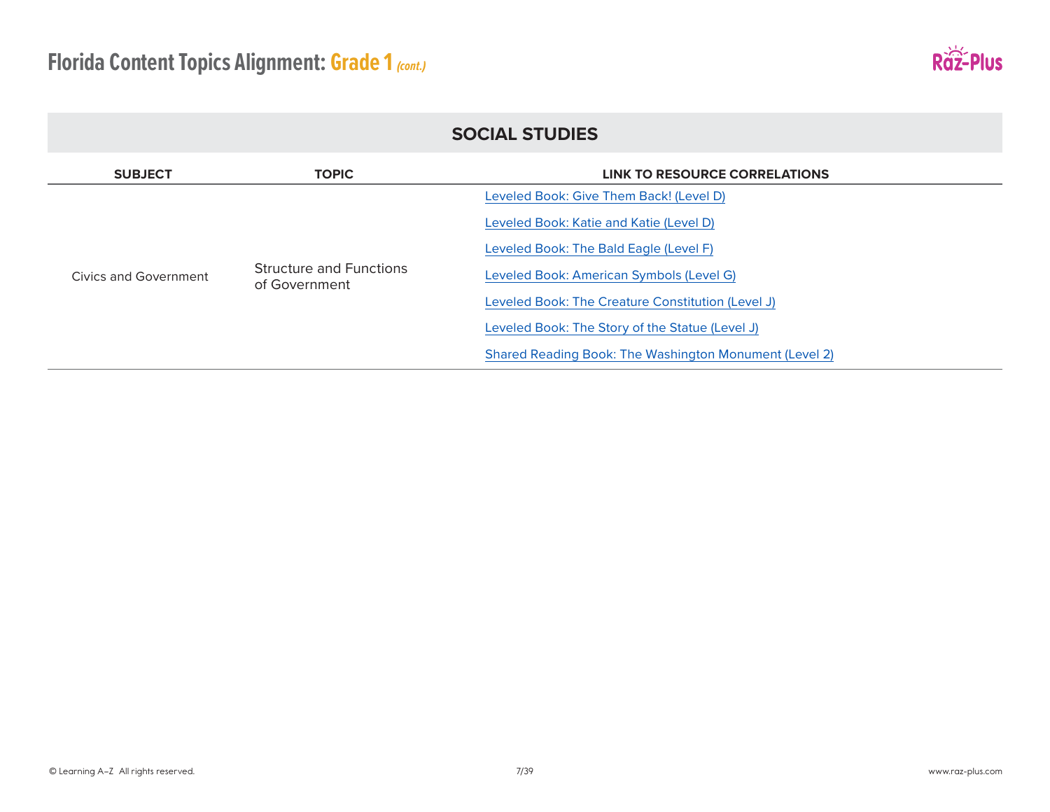# Florida Content Topics Alignment: Grade 1 *(cont.)*

## SOCIAL STUDIES

| SUBJECT | TOPIC | LINK TO RESOURCE CORRELATIONS |
|---|---|---|
| Civics and Government | Structure and Functions of Government | Leveled Book: Give Them Back! (Level D) |
| | | Leveled Book: Katie and Katie (Level D) |
| | | Leveled Book: The Bald Eagle (Level F) |
| | | Leveled Book: American Symbols (Level G) |
| | | Leveled Book: The Creature Constitution (Level J) |
| | | Leveled Book: The Story of the Statue (Level J) |
| | | Shared Reading Book: The Washington Monument (Level 2) |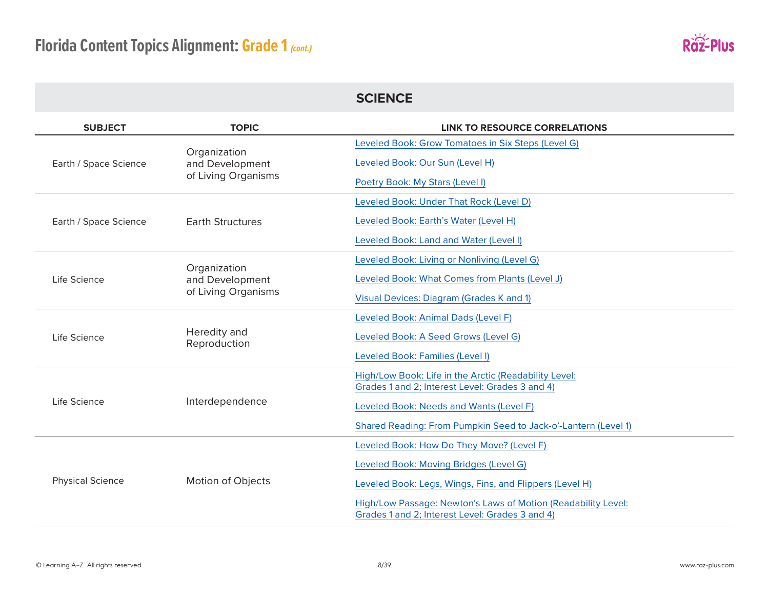# Florida Content Topics Alignment: Grade 1 *(cont.)*

## SCIENCE

| SUBJECT | TOPIC | LINK TO RESOURCE CORRELATIONS |
|---|---|---|
| Earth / Space Science | Organization and Development of Living Organisms | Leveled Book: Grow Tomatoes in Six Steps (Level G) |
| | | Leveled Book: Our Sun (Level H) |
| | | Poetry Book: My Stars (Level I) |
| Earth / Space Science | Earth Structures | Leveled Book: Under That Rock (Level D) |
| | | Leveled Book: Earth's Water (Level H) |
| | | Leveled Book: Land and Water (Level I) |
| Life Science | Organization and Development of Living Organisms | Leveled Book: Living or Nonliving (Level G) |
| | | Leveled Book: What Comes from Plants (Level J) |
| | | Visual Devices: Diagram (Grades K and 1) |
| Life Science | Heredity and Reproduction | Leveled Book: Animal Dads (Level F) |
| | | Leveled Book: A Seed Grows (Level G) |
| | | Leveled Book: Families (Level I) |
| Life Science | Interdependence | High/Low Book: Life in the Arctic (Readability Level: Grades 1 and 2; Interest Level: Grades 3 and 4) |
| | | Leveled Book: Needs and Wants (Level F) |
| | | Shared Reading: From Pumpkin Seed to Jack-o'-Lantern (Level 1) |
| Physical Science | Motion of Objects | Leveled Book: How Do They Move? (Level F) |
| | | Leveled Book: Moving Bridges (Level G) |
| | | Leveled Book: Legs, Wings, Fins, and Flippers (Level H) |
| | | High/Low Passage: Newton's Laws of Motion (Readability Level: Grades 1 and 2; Interest Level: Grades 3 and 4) |

© Learning A–Z All rights reserved. www.raz-plus.com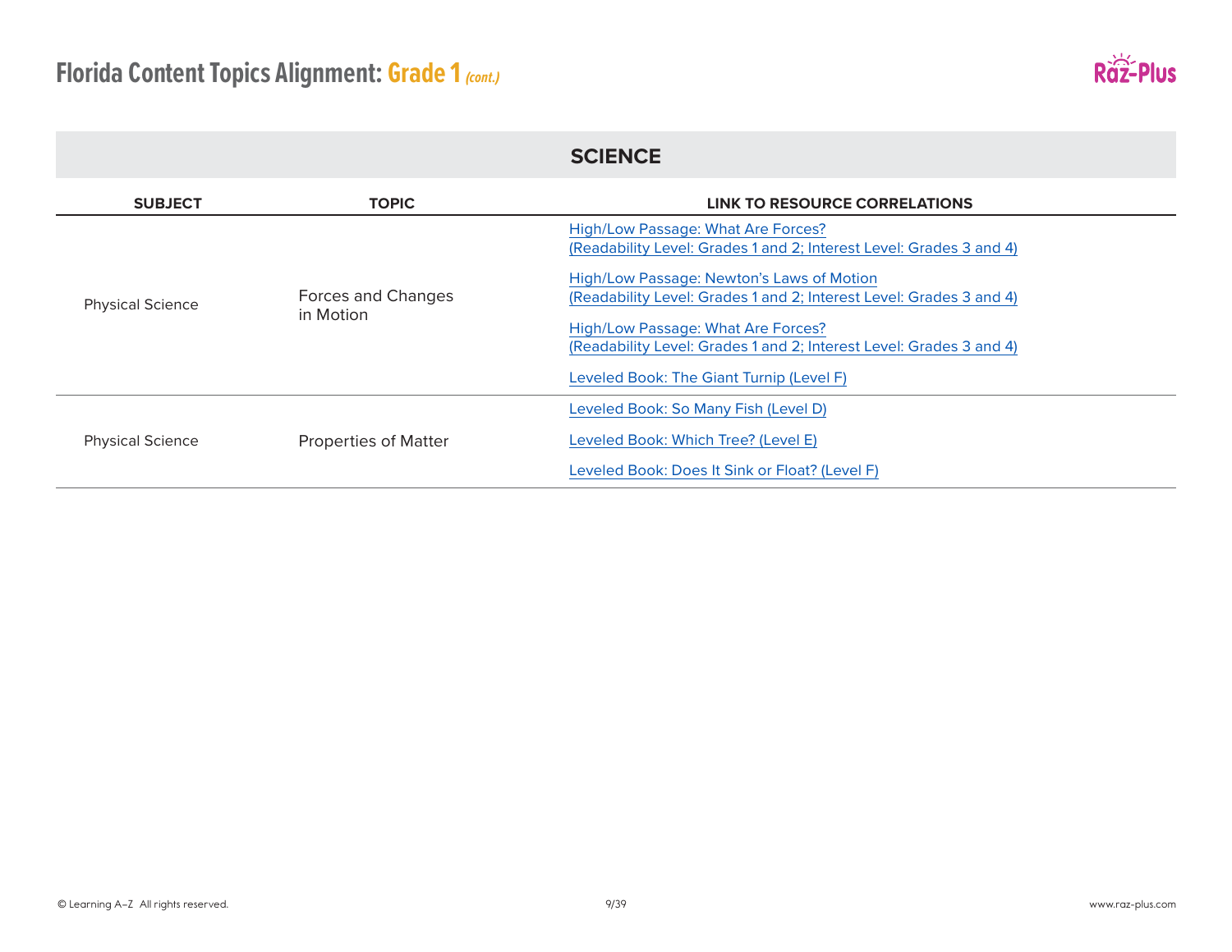# Florida Content Topics Alignment: Grade 1 *(cont.)*

## SCIENCE

| SUBJECT | TOPIC | LINK TO RESOURCE CORRELATIONS |
|---|---|---|
| Physical Science | Forces and Changes in Motion | High/Low Passage: What Are Forces? (Readability Level: Grades 1 and 2; Interest Level: Grades 3 and 4) |
| | | High/Low Passage: Newton's Laws of Motion (Readability Level: Grades 1 and 2; Interest Level: Grades 3 and 4) |
| | | High/Low Passage: What Are Forces? (Readability Level: Grades 1 and 2; Interest Level: Grades 3 and 4) |
| | | Leveled Book: The Giant Turnip (Level F) |
| Physical Science | Properties of Matter | Leveled Book: So Many Fish (Level D) |
| | | Leveled Book: Which Tree? (Level E) |
| | | Leveled Book: Does It Sink or Float? (Level F) |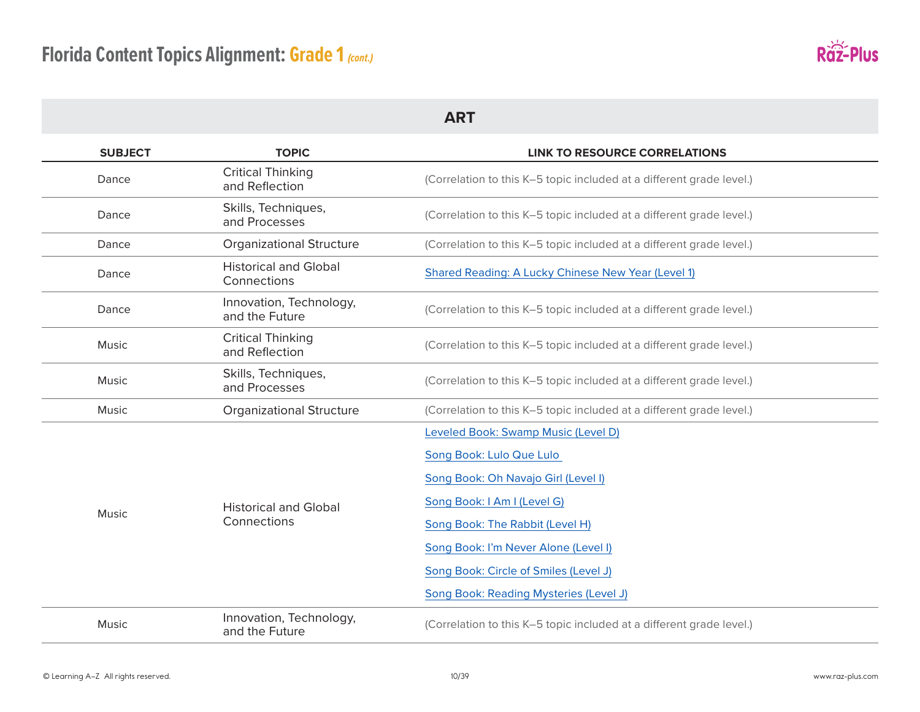# Florida Content Topics Alignment: Grade 1 *(cont.)*

## ART

| SUBJECT | TOPIC | LINK TO RESOURCE CORRELATIONS |
|---|---|---|
| Dance | Critical Thinking and Reflection | (Correlation to this K–5 topic included at a different grade level.) |
| Dance | Skills, Techniques, and Processes | (Correlation to this K–5 topic included at a different grade level.) |
| Dance | Organizational Structure | (Correlation to this K–5 topic included at a different grade level.) |
| Dance | Historical and Global Connections | Shared Reading: A Lucky Chinese New Year (Level 1) |
| Dance | Innovation, Technology, and the Future | (Correlation to this K–5 topic included at a different grade level.) |
| Music | Critical Thinking and Reflection | (Correlation to this K–5 topic included at a different grade level.) |
| Music | Skills, Techniques, and Processes | (Correlation to this K–5 topic included at a different grade level.) |
| Music | Organizational Structure | (Correlation to this K–5 topic included at a different grade level.) |
| Music | Historical and Global Connections | Leveled Book: Swamp Music (Level D)<br>Song Book: Lulo Que Lulo<br>Song Book: Oh Navajo Girl (Level I)<br>Song Book: I Am I (Level G)<br>Song Book: The Rabbit (Level H)<br>Song Book: I'm Never Alone (Level I)<br>Song Book: Circle of Smiles (Level J)<br>Song Book: Reading Mysteries (Level J) |
| Music | Innovation, Technology, and the Future | (Correlation to this K–5 topic included at a different grade level.) |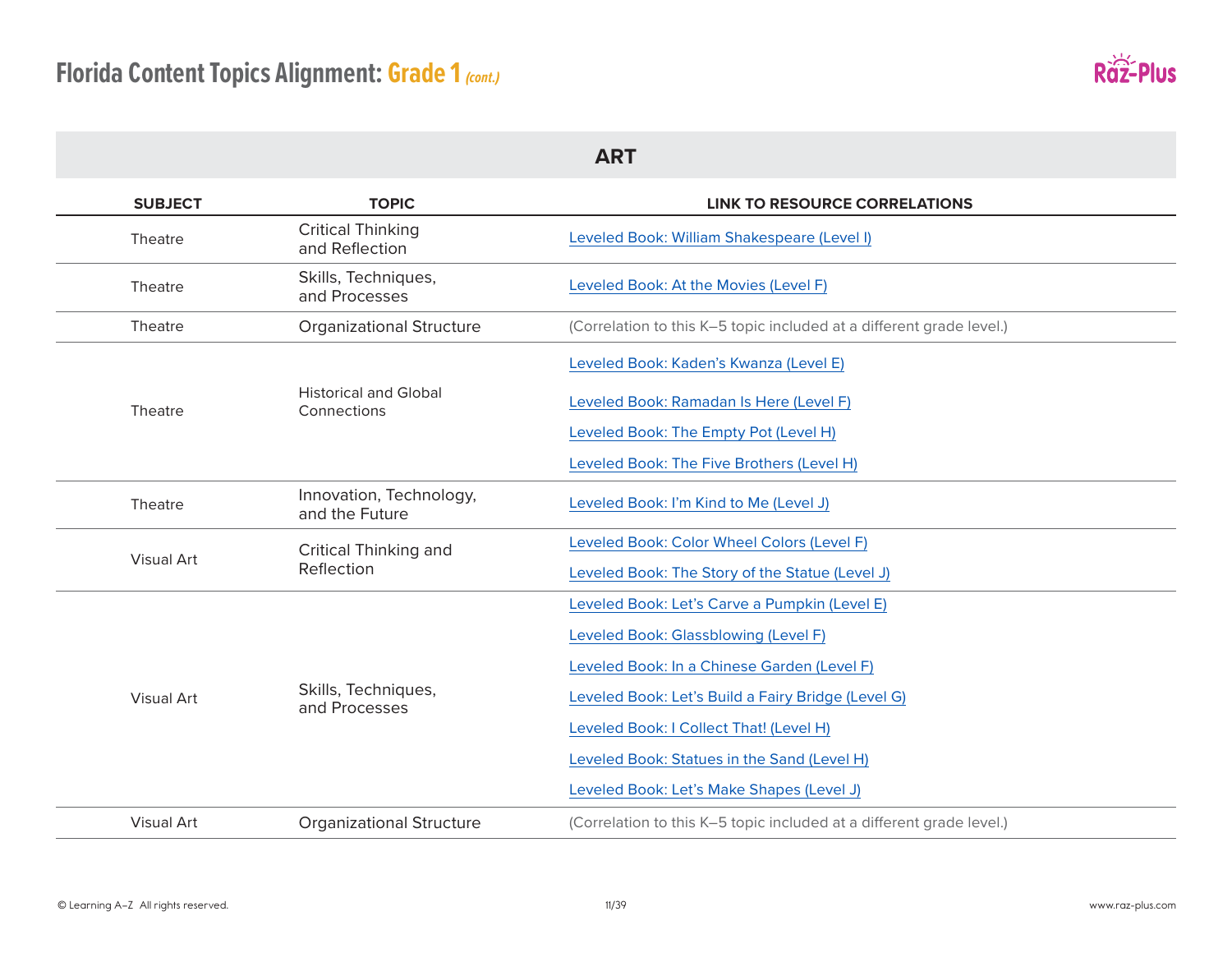# Florida Content Topics Alignment: Grade 1 *(cont.)*

## ART

| SUBJECT | TOPIC | LINK TO RESOURCE CORRELATIONS |
|---|---|---|
| Theatre | Critical Thinking and Reflection | Leveled Book: William Shakespeare (Level I) |
| Theatre | Skills, Techniques, and Processes | Leveled Book: At the Movies (Level F) |
| Theatre | Organizational Structure | (Correlation to this K–5 topic included at a different grade level.) |
| Theatre | Historical and Global Connections | Leveled Book: Kaden's Kwanza (Level E)<br>Leveled Book: Ramadan Is Here (Level F)<br>Leveled Book: The Empty Pot (Level H)<br>Leveled Book: The Five Brothers (Level H) |
| Theatre | Innovation, Technology, and the Future | Leveled Book: I'm Kind to Me (Level J) |
| Visual Art | Critical Thinking and Reflection | Leveled Book: Color Wheel Colors (Level F)<br>Leveled Book: The Story of the Statue (Level J) |
| Visual Art | Skills, Techniques, and Processes | Leveled Book: Let's Carve a Pumpkin (Level E)<br>Leveled Book: Glassblowing (Level F)<br>Leveled Book: In a Chinese Garden (Level F)<br>Leveled Book: Let's Build a Fairy Bridge (Level G)<br>Leveled Book: I Collect That! (Level H)<br>Leveled Book: Statues in the Sand (Level H)<br>Leveled Book: Let's Make Shapes (Level J) |
| Visual Art | Organizational Structure | (Correlation to this K–5 topic included at a different grade level.) |

© Learning A–Z All rights reserved.

www.raz-plus.com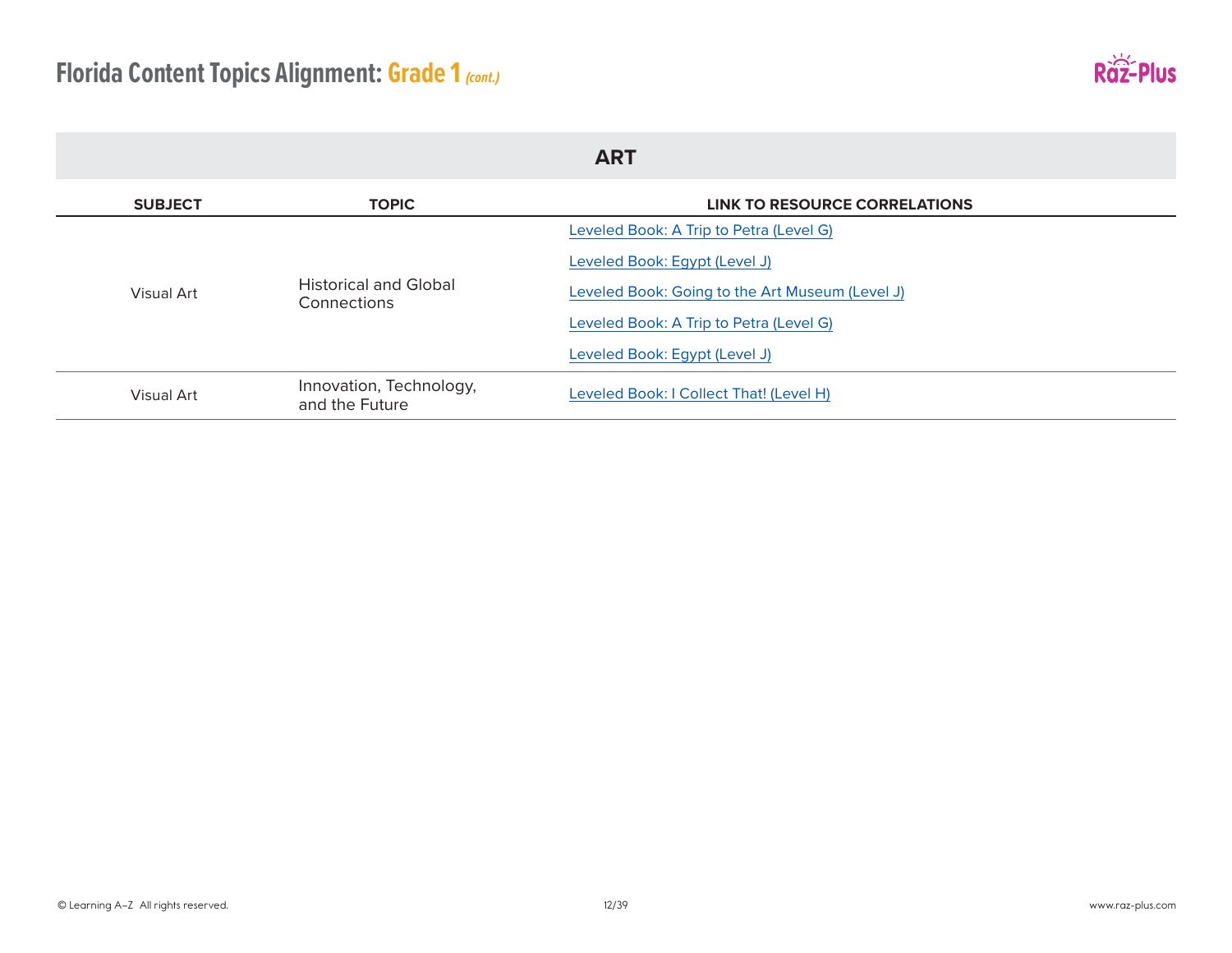# Florida Content Topics Alignment: Grade 1 *(cont.)*

## ART

| SUBJECT | TOPIC | LINK TO RESOURCE CORRELATIONS |
| --- | --- | --- |
| Visual Art | Historical and Global Connections | Leveled Book: A Trip to Petra (Level G) |
| | | Leveled Book: Egypt (Level J) |
| | | Leveled Book: Going to the Art Museum (Level J) |
| | | Leveled Book: A Trip to Petra (Level G) |
| | | Leveled Book: Egypt (Level J) |
| Visual Art | Innovation, Technology, and the Future | Leveled Book: I Collect That! (Level H) |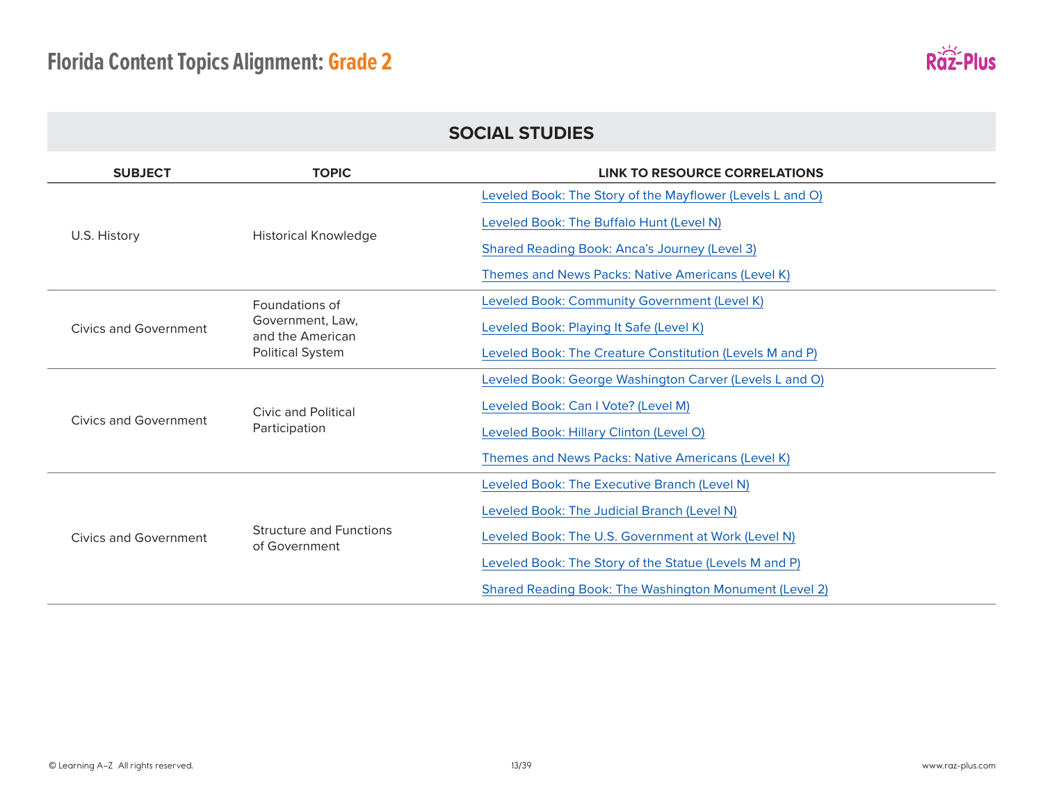# Florida Content Topics Alignment: Grade 2

## SOCIAL STUDIES

| SUBJECT | TOPIC | LINK TO RESOURCE CORRELATIONS |
|---|---|---|
| U.S. History | Historical Knowledge | Leveled Book: The Story of the Mayflower (Levels L and O) |
| | | Leveled Book: The Buffalo Hunt (Level N) |
| | | Shared Reading Book: Anca's Journey (Level 3) |
| | | Themes and News Packs: Native Americans (Level K) |
| Civics and Government | Foundations of Government, Law, and the American Political System | Leveled Book: Community Government (Level K) |
| | | Leveled Book: Playing It Safe (Level K) |
| | | Leveled Book: The Creature Constitution (Levels M and P) |
| Civics and Government | Civic and Political Participation | Leveled Book: George Washington Carver (Levels L and O) |
| | | Leveled Book: Can I Vote? (Level M) |
| | | Leveled Book: Hillary Clinton (Level O) |
| | | Themes and News Packs: Native Americans (Level K) |
| Civics and Government | Structure and Functions of Government | Leveled Book: The Executive Branch (Level N) |
| | | Leveled Book: The Judicial Branch (Level N) |
| | | Leveled Book: The U.S. Government at Work (Level N) |
| | | Leveled Book: The Story of the Statue (Levels M and P) |
| | | Shared Reading Book: The Washington Monument (Level 2) |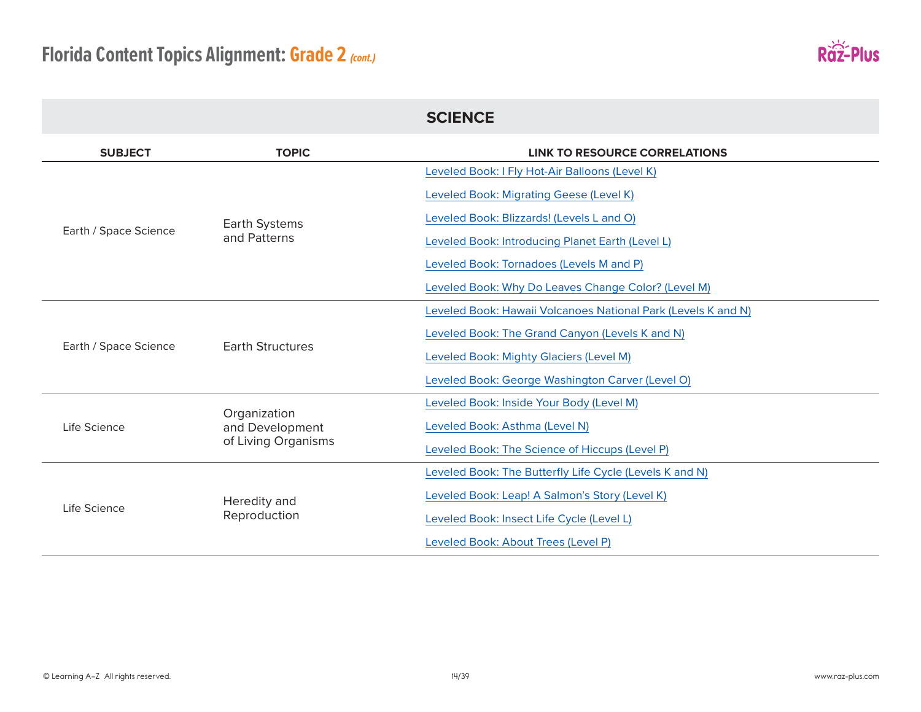# Florida Content Topics Alignment: Grade 2 *(cont.)*

## SCIENCE

| SUBJECT | TOPIC | LINK TO RESOURCE CORRELATIONS |
|---|---|---|
| Earth / Space Science | Earth Systems and Patterns | Leveled Book: I Fly Hot-Air Balloons (Level K) |
| | | Leveled Book: Migrating Geese (Level K) |
| | | Leveled Book: Blizzards! (Levels L and O) |
| | | Leveled Book: Introducing Planet Earth (Level L) |
| | | Leveled Book: Tornadoes (Levels M and P) |
| | | Leveled Book: Why Do Leaves Change Color? (Level M) |
| Earth / Space Science | Earth Structures | Leveled Book: Hawaii Volcanoes National Park (Levels K and N) |
| | | Leveled Book: The Grand Canyon (Levels K and N) |
| | | Leveled Book: Mighty Glaciers (Level M) |
| | | Leveled Book: George Washington Carver (Level O) |
| Life Science | Organization and Development of Living Organisms | Leveled Book: Inside Your Body (Level M) |
| | | Leveled Book: Asthma (Level N) |
| | | Leveled Book: The Science of Hiccups (Level P) |
| Life Science | Heredity and Reproduction | Leveled Book: The Butterfly Life Cycle (Levels K and N) |
| | | Leveled Book: Leap! A Salmon's Story (Level K) |
| | | Leveled Book: Insect Life Cycle (Level L) |
| | | Leveled Book: About Trees (Level P) |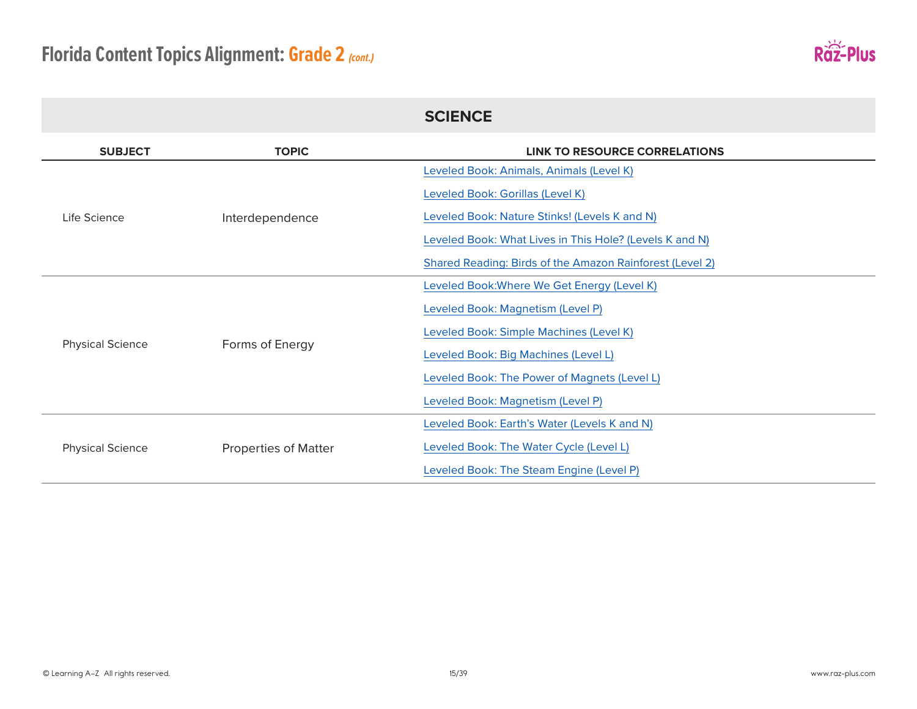# Florida Content Topics Alignment: Grade 2 *(cont.)*

## SCIENCE

| SUBJECT | TOPIC | LINK TO RESOURCE CORRELATIONS |
| --- | --- | --- |
| Life Science | Interdependence | Leveled Book: Animals, Animals (Level K) |
| | | Leveled Book: Gorillas (Level K) |
| | | Leveled Book: Nature Stinks! (Levels K and N) |
| | | Leveled Book: What Lives in This Hole? (Levels K and N) |
| | | Shared Reading: Birds of the Amazon Rainforest (Level 2) |
| Physical Science | Forms of Energy | Leveled Book:Where We Get Energy (Level K) |
| | | Leveled Book: Magnetism (Level P) |
| | | Leveled Book: Simple Machines (Level K) |
| | | Leveled Book: Big Machines (Level L) |
| | | Leveled Book: The Power of Magnets (Level L) |
| | | Leveled Book: Magnetism (Level P) |
| Physical Science | Properties of Matter | Leveled Book: Earth's Water (Levels K and N) |
| | | Leveled Book: The Water Cycle (Level L) |
| | | Leveled Book: The Steam Engine (Level P) |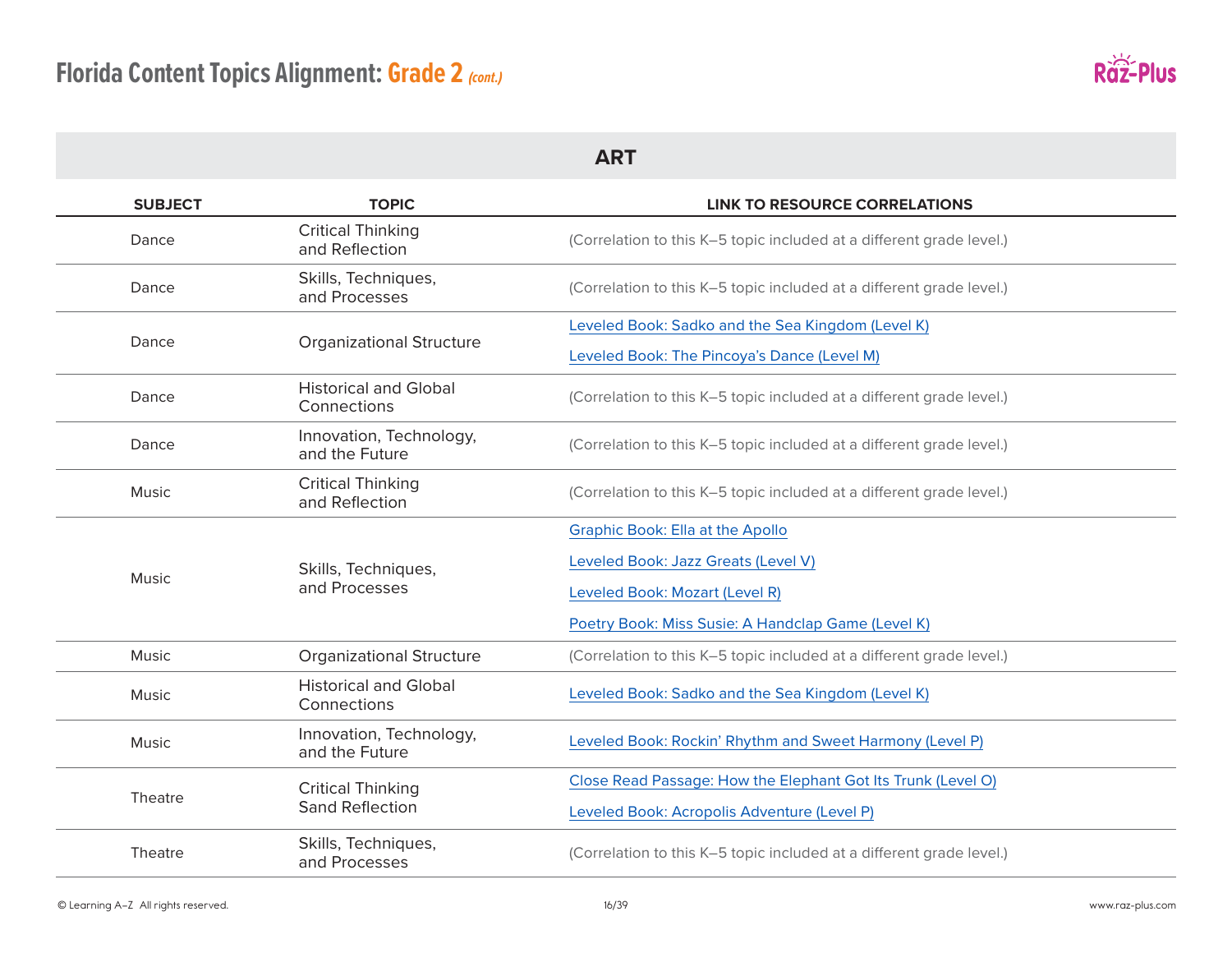# Florida Content Topics Alignment: Grade 2 *(cont.)*

## ART

| SUBJECT | TOPIC | LINK TO RESOURCE CORRELATIONS |
|---|---|---|
| Dance | Critical Thinking and Reflection | (Correlation to this K–5 topic included at a different grade level.) |
| Dance | Skills, Techniques, and Processes | (Correlation to this K–5 topic included at a different grade level.) |
| Dance | Organizational Structure | Leveled Book: Sadko and the Sea Kingdom (Level K)<br>Leveled Book: The Pincoya's Dance (Level M) |
| Dance | Historical and Global Connections | (Correlation to this K–5 topic included at a different grade level.) |
| Dance | Innovation, Technology, and the Future | (Correlation to this K–5 topic included at a different grade level.) |
| Music | Critical Thinking and Reflection | (Correlation to this K–5 topic included at a different grade level.) |
| Music | Skills, Techniques, and Processes | Graphic Book: Ella at the Apollo<br>Leveled Book: Jazz Greats (Level V)<br>Leveled Book: Mozart (Level R)<br>Poetry Book: Miss Susie: A Handclap Game (Level K) |
| Music | Organizational Structure | (Correlation to this K–5 topic included at a different grade level.) |
| Music | Historical and Global Connections | Leveled Book: Sadko and the Sea Kingdom (Level K) |
| Music | Innovation, Technology, and the Future | Leveled Book: Rockin' Rhythm and Sweet Harmony (Level P) |
| Theatre | Critical Thinking Sand Reflection | Close Read Passage: How the Elephant Got Its Trunk (Level O)<br>Leveled Book: Acropolis Adventure (Level P) |
| Theatre | Skills, Techniques, and Processes | (Correlation to this K–5 topic included at a different grade level.) |

© Learning A–Z All rights reserved.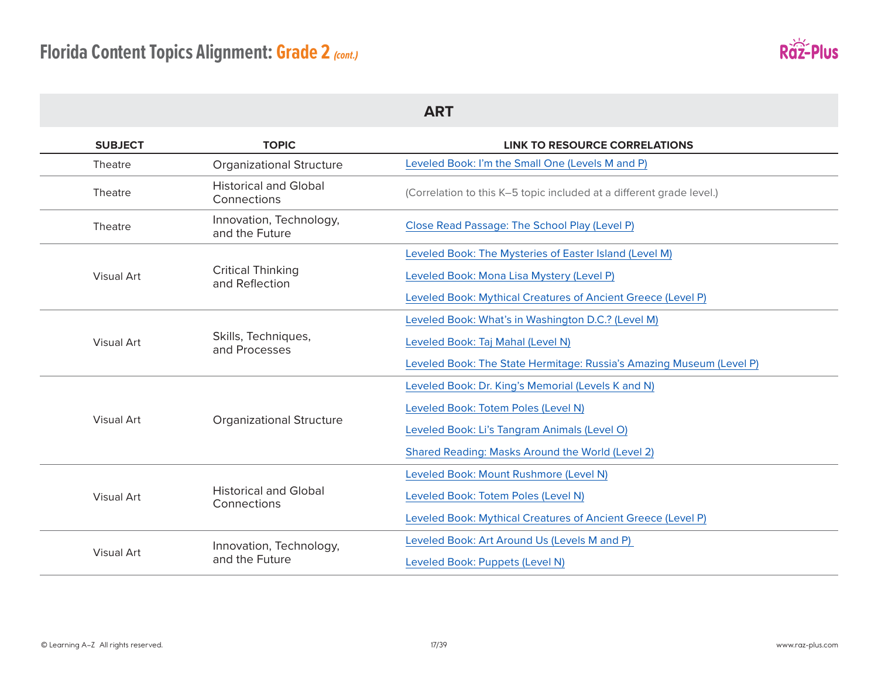# Florida Content Topics Alignment: Grade 2 *(cont.)*

## ART

| SUBJECT | TOPIC | LINK TO RESOURCE CORRELATIONS |
|---|---|---|
| Theatre | Organizational Structure | Leveled Book: I'm the Small One (Levels M and P) |
| Theatre | Historical and Global Connections | (Correlation to this K–5 topic included at a different grade level.) |
| Theatre | Innovation, Technology, and the Future | Close Read Passage: The School Play (Level P) |
| Visual Art | Critical Thinking and Reflection | Leveled Book: The Mysteries of Easter Island (Level M)<br>Leveled Book: Mona Lisa Mystery (Level P)<br>Leveled Book: Mythical Creatures of Ancient Greece (Level P) |
| Visual Art | Skills, Techniques, and Processes | Leveled Book: What's in Washington D.C.? (Level M)<br>Leveled Book: Taj Mahal (Level N)<br>Leveled Book: The State Hermitage: Russia's Amazing Museum (Level P) |
| Visual Art | Organizational Structure | Leveled Book: Dr. King's Memorial (Levels K and N)<br>Leveled Book: Totem Poles (Level N)<br>Leveled Book: Li's Tangram Animals (Level O)<br>Shared Reading: Masks Around the World (Level 2) |
| Visual Art | Historical and Global Connections | Leveled Book: Mount Rushmore (Level N)<br>Leveled Book: Totem Poles (Level N)<br>Leveled Book: Mythical Creatures of Ancient Greece (Level P) |
| Visual Art | Innovation, Technology, and the Future | Leveled Book: Art Around Us (Levels M and P)<br>Leveled Book: Puppets (Level N) |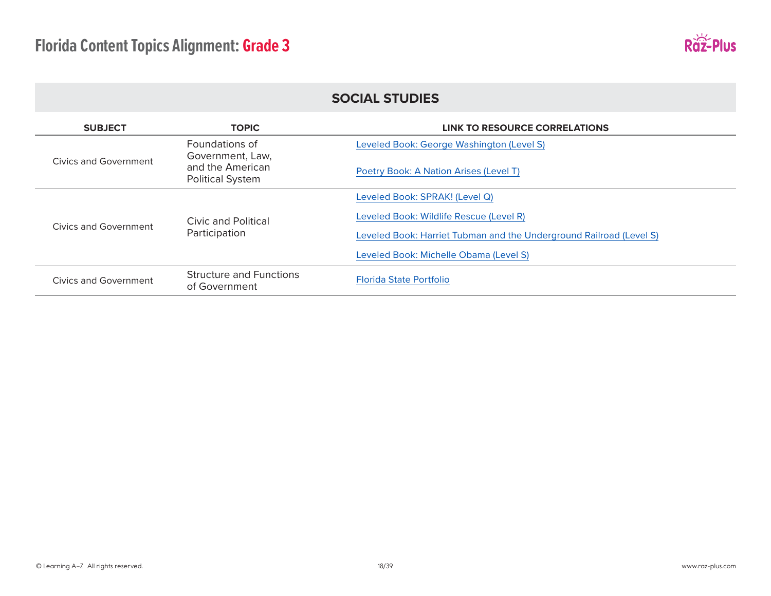# Florida Content Topics Alignment: Grade 3

## SOCIAL STUDIES

| SUBJECT | TOPIC | LINK TO RESOURCE CORRELATIONS |
|---|---|---|
| Civics and Government | Foundations of Government, Law, and the American Political System | Leveled Book: George Washington (Level S)<br>Poetry Book: A Nation Arises (Level T) |
| Civics and Government | Civic and Political Participation | Leveled Book: SPRAK! (Level Q)<br>Leveled Book: Wildlife Rescue (Level R)<br>Leveled Book: Harriet Tubman and the Underground Railroad (Level S)<br>Leveled Book: Michelle Obama (Level S) |
| Civics and Government | Structure and Functions of Government | Florida State Portfolio |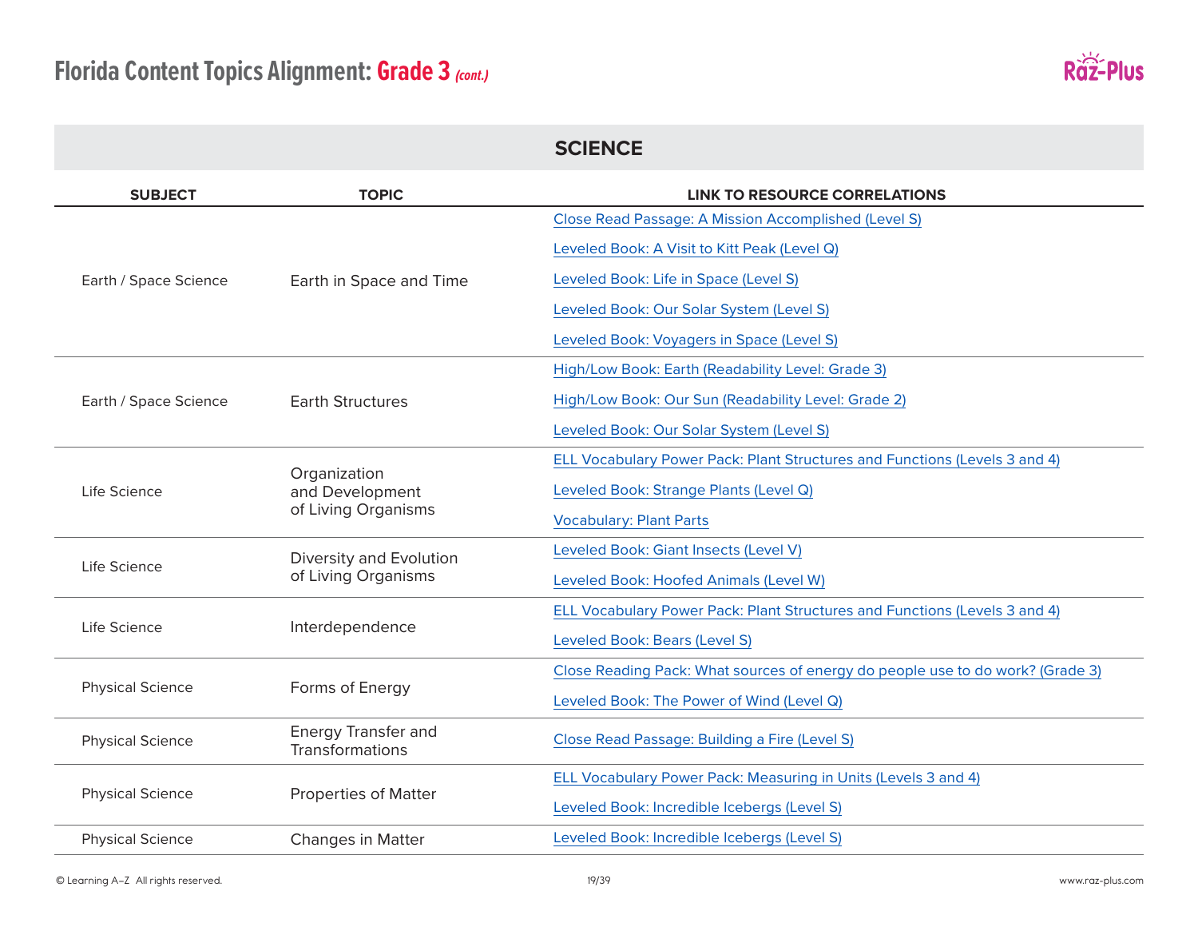# Florida Content Topics Alignment: Grade 3 *(cont.)*

## SCIENCE

| SUBJECT | TOPIC | LINK TO RESOURCE CORRELATIONS |
|---|---|---|
| Earth / Space Science | Earth in Space and Time | Close Read Passage: A Mission Accomplished (Level S) |
| | | Leveled Book: A Visit to Kitt Peak (Level Q) |
| | | Leveled Book: Life in Space (Level S) |
| | | Leveled Book: Our Solar System (Level S) |
| | | Leveled Book: Voyagers in Space (Level S) |
| Earth / Space Science | Earth Structures | High/Low Book: Earth (Readability Level: Grade 3) |
| | | High/Low Book: Our Sun (Readability Level: Grade 2) |
| | | Leveled Book: Our Solar System (Level S) |
| Life Science | Organization and Development of Living Organisms | ELL Vocabulary Power Pack: Plant Structures and Functions (Levels 3 and 4) |
| | | Leveled Book: Strange Plants (Level Q) |
| | | Vocabulary: Plant Parts |
| Life Science | Diversity and Evolution of Living Organisms | Leveled Book: Giant Insects (Level V) |
| | | Leveled Book: Hoofed Animals (Level W) |
| Life Science | Interdependence | ELL Vocabulary Power Pack: Plant Structures and Functions (Levels 3 and 4) |
| | | Leveled Book: Bears (Level S) |
| Physical Science | Forms of Energy | Close Reading Pack: What sources of energy do people use to do work? (Grade 3) |
| | | Leveled Book: The Power of Wind (Level Q) |
| Physical Science | Energy Transfer and Transformations | Close Read Passage: Building a Fire (Level S) |
| Physical Science | Properties of Matter | ELL Vocabulary Power Pack: Measuring in Units (Levels 3 and 4) |
| | | Leveled Book: Incredible Icebergs (Level S) |
| Physical Science | Changes in Matter | Leveled Book: Incredible Icebergs (Level S) |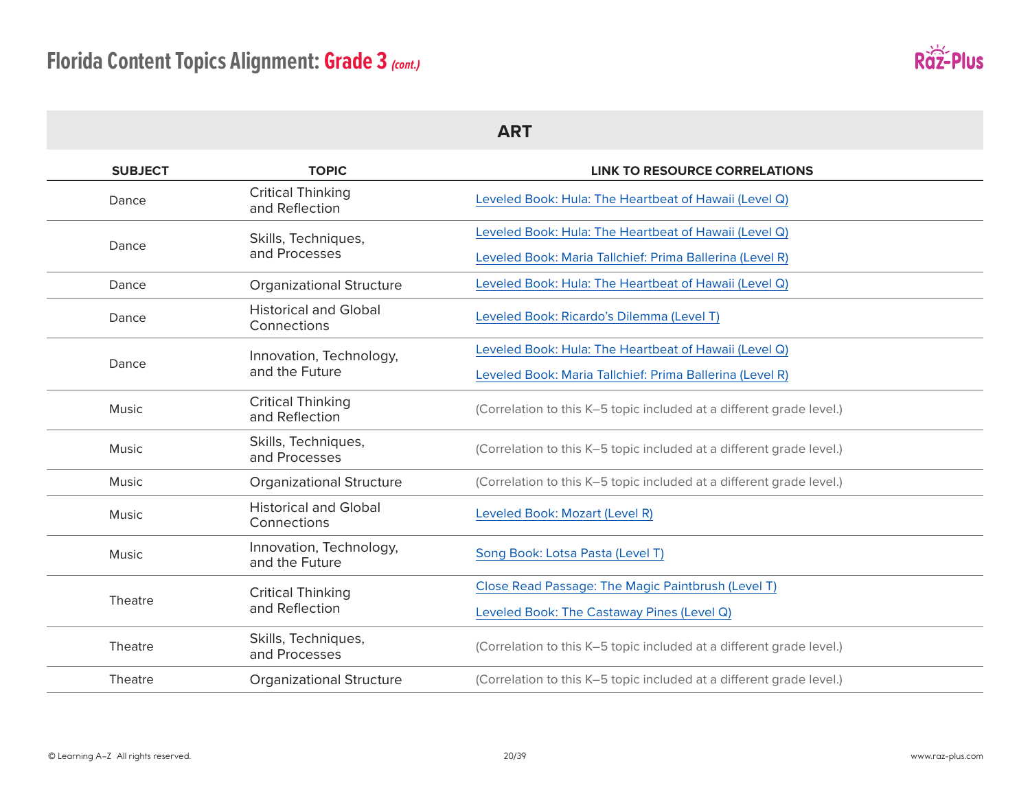# Florida Content Topics Alignment: Grade 3 *(cont.)*

## ART

| SUBJECT | TOPIC | LINK TO RESOURCE CORRELATIONS |
|---|---|---|
| Dance | Critical Thinking and Reflection | Leveled Book: Hula: The Heartbeat of Hawaii (Level Q) |
| Dance | Skills, Techniques, and Processes | Leveled Book: Hula: The Heartbeat of Hawaii (Level Q)<br>Leveled Book: Maria Tallchief: Prima Ballerina (Level R) |
| Dance | Organizational Structure | Leveled Book: Hula: The Heartbeat of Hawaii (Level Q) |
| Dance | Historical and Global Connections | Leveled Book: Ricardo's Dilemma (Level T) |
| Dance | Innovation, Technology, and the Future | Leveled Book: Hula: The Heartbeat of Hawaii (Level Q)<br>Leveled Book: Maria Tallchief: Prima Ballerina (Level R) |
| Music | Critical Thinking and Reflection | (Correlation to this K–5 topic included at a different grade level.) |
| Music | Skills, Techniques, and Processes | (Correlation to this K–5 topic included at a different grade level.) |
| Music | Organizational Structure | (Correlation to this K–5 topic included at a different grade level.) |
| Music | Historical and Global Connections | Leveled Book: Mozart (Level R) |
| Music | Innovation, Technology, and the Future | Song Book: Lotsa Pasta (Level T) |
| Theatre | Critical Thinking and Reflection | Close Read Passage: The Magic Paintbrush (Level T)<br>Leveled Book: The Castaway Pines (Level Q) |
| Theatre | Skills, Techniques, and Processes | (Correlation to this K–5 topic included at a different grade level.) |
| Theatre | Organizational Structure | (Correlation to this K–5 topic included at a different grade level.) |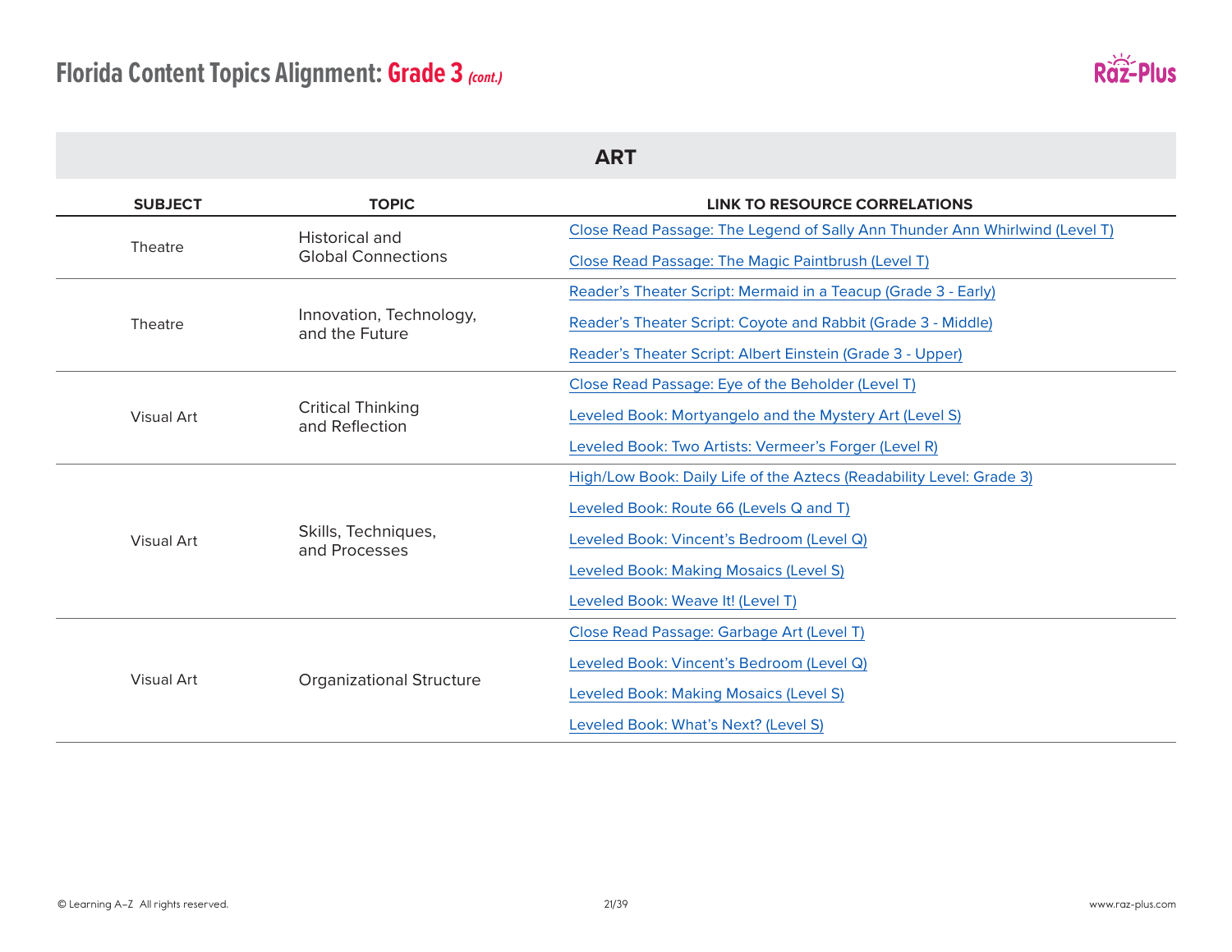# Florida Content Topics Alignment: Grade 3 *(cont.)*

## ART

| SUBJECT | TOPIC | LINK TO RESOURCE CORRELATIONS |
|---|---|---|
| Theatre | Historical and Global Connections | Close Read Passage: The Legend of Sally Ann Thunder Ann Whirlwind (Level T) |
| | | Close Read Passage: The Magic Paintbrush (Level T) |
| Theatre | Innovation, Technology, and the Future | Reader's Theater Script: Mermaid in a Teacup (Grade 3 - Early) |
| | | Reader's Theater Script: Coyote and Rabbit (Grade 3 - Middle) |
| | | Reader's Theater Script: Albert Einstein (Grade 3 - Upper) |
| Visual Art | Critical Thinking and Reflection | Close Read Passage: Eye of the Beholder (Level T) |
| | | Leveled Book: Mortyangelo and the Mystery Art (Level S) |
| | | Leveled Book: Two Artists: Vermeer's Forger (Level R) |
| Visual Art | Skills, Techniques, and Processes | High/Low Book: Daily Life of the Aztecs (Readability Level: Grade 3) |
| | | Leveled Book: Route 66 (Levels Q and T) |
| | | Leveled Book: Vincent's Bedroom (Level Q) |
| | | Leveled Book: Making Mosaics (Level S) |
| | | Leveled Book: Weave It! (Level T) |
| Visual Art | Organizational Structure | Close Read Passage: Garbage Art (Level T) |
| | | Leveled Book: Vincent's Bedroom (Level Q) |
| | | Leveled Book: Making Mosaics (Level S) |
| | | Leveled Book: What's Next? (Level S) |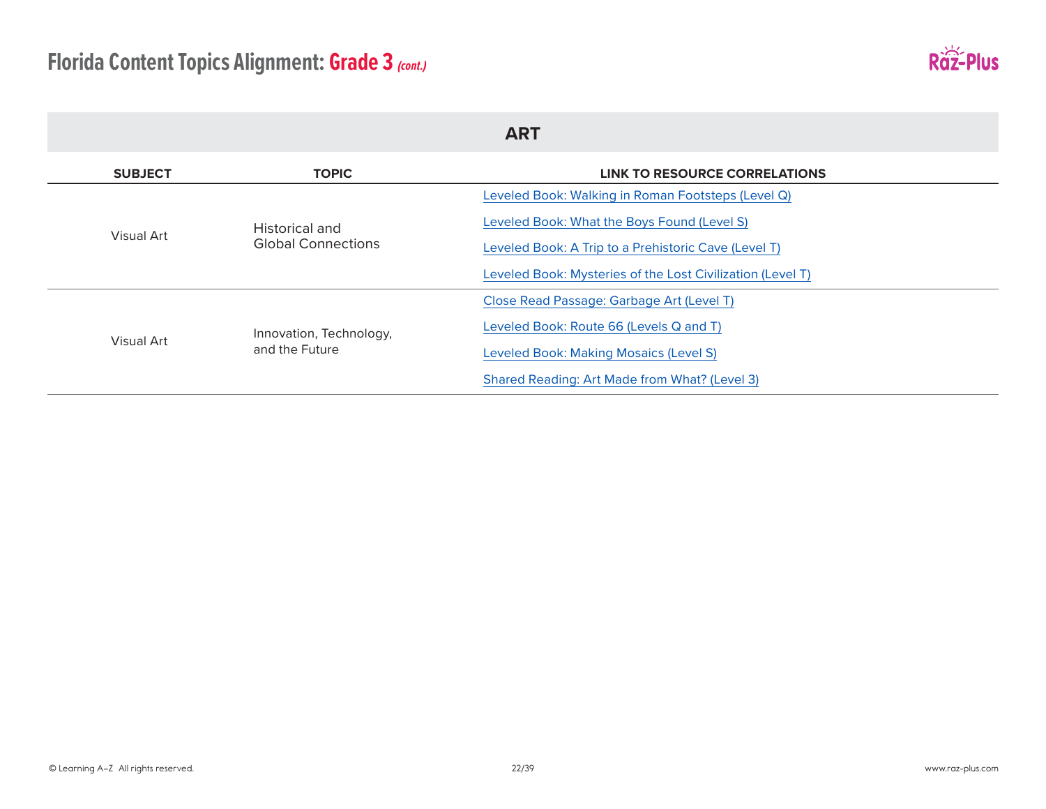# Florida Content Topics Alignment: Grade 3 *(cont.)*

## ART

| SUBJECT | TOPIC | LINK TO RESOURCE CORRELATIONS |
|---|---|---|
| Visual Art | Historical and Global Connections | Leveled Book: Walking in Roman Footsteps (Level Q) |
| | | Leveled Book: What the Boys Found (Level S) |
| | | Leveled Book: A Trip to a Prehistoric Cave (Level T) |
| | | Leveled Book: Mysteries of the Lost Civilization (Level T) |
| Visual Art | Innovation, Technology, and the Future | Close Read Passage: Garbage Art (Level T) |
| | | Leveled Book: Route 66 (Levels Q and T) |
| | | Leveled Book: Making Mosaics (Level S) |
| | | Shared Reading: Art Made from What? (Level 3) |

© Learning A–Z All rights reserved. www.raz-plus.com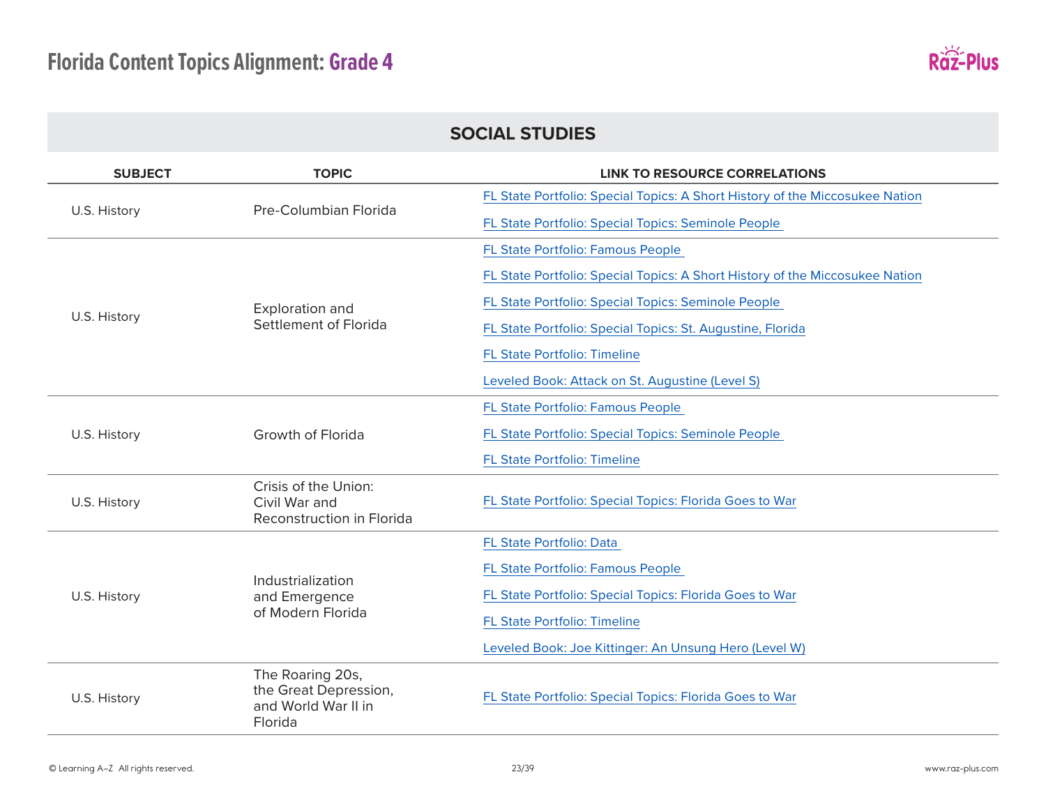# Florida Content Topics Alignment: Grade 4

## SOCIAL STUDIES

| SUBJECT | TOPIC | LINK TO RESOURCE CORRELATIONS |
|---|---|---|
| U.S. History | Pre-Columbian Florida | FL State Portfolio: Special Topics: A Short History of the Miccosukee Nation<br>FL State Portfolio: Special Topics: Seminole People |
| U.S. History | Exploration and Settlement of Florida | FL State Portfolio: Famous People<br>FL State Portfolio: Special Topics: A Short History of the Miccosukee Nation<br>FL State Portfolio: Special Topics: Seminole People<br>FL State Portfolio: Special Topics: St. Augustine, Florida<br>FL State Portfolio: Timeline<br>Leveled Book: Attack on St. Augustine (Level S) |
| U.S. History | Growth of Florida | FL State Portfolio: Famous People<br>FL State Portfolio: Special Topics: Seminole People<br>FL State Portfolio: Timeline |
| U.S. History | Crisis of the Union: Civil War and Reconstruction in Florida | FL State Portfolio: Special Topics: Florida Goes to War |
| U.S. History | Industrialization and Emergence of Modern Florida | FL State Portfolio: Data<br>FL State Portfolio: Famous People<br>FL State Portfolio: Special Topics: Florida Goes to War<br>FL State Portfolio: Timeline<br>Leveled Book: Joe Kittinger: An Unsung Hero (Level W) |
| U.S. History | The Roaring 20s, the Great Depression, and World War II in Florida | FL State Portfolio: Special Topics: Florida Goes to War |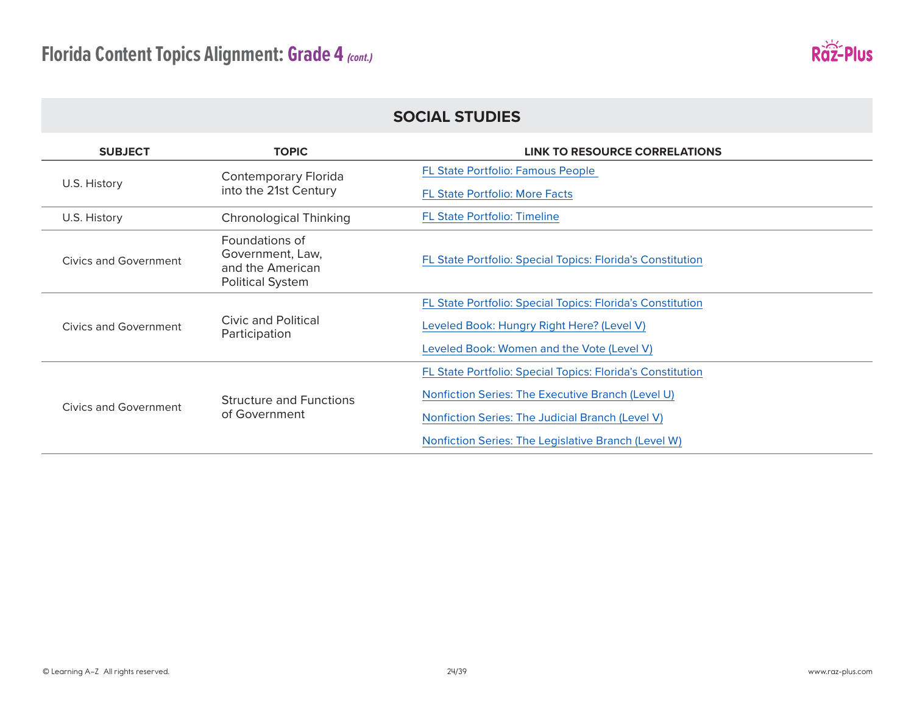# Florida Content Topics Alignment: Grade 4 *(cont.)*

## SOCIAL STUDIES

| SUBJECT | TOPIC | LINK TO RESOURCE CORRELATIONS |
|---|---|---|
| U.S. History | Contemporary Florida into the 21st Century | FL State Portfolio: Famous People<br>FL State Portfolio: More Facts |
| U.S. History | Chronological Thinking | FL State Portfolio: Timeline |
| Civics and Government | Foundations of Government, Law, and the American Political System | FL State Portfolio: Special Topics: Florida's Constitution |
| Civics and Government | Civic and Political Participation | FL State Portfolio: Special Topics: Florida's Constitution<br>Leveled Book: Hungry Right Here? (Level V)<br>Leveled Book: Women and the Vote (Level V) |
| Civics and Government | Structure and Functions of Government | FL State Portfolio: Special Topics: Florida's Constitution<br>Nonfiction Series: The Executive Branch (Level U)<br>Nonfiction Series: The Judicial Branch (Level V)<br>Nonfiction Series: The Legislative Branch (Level W) |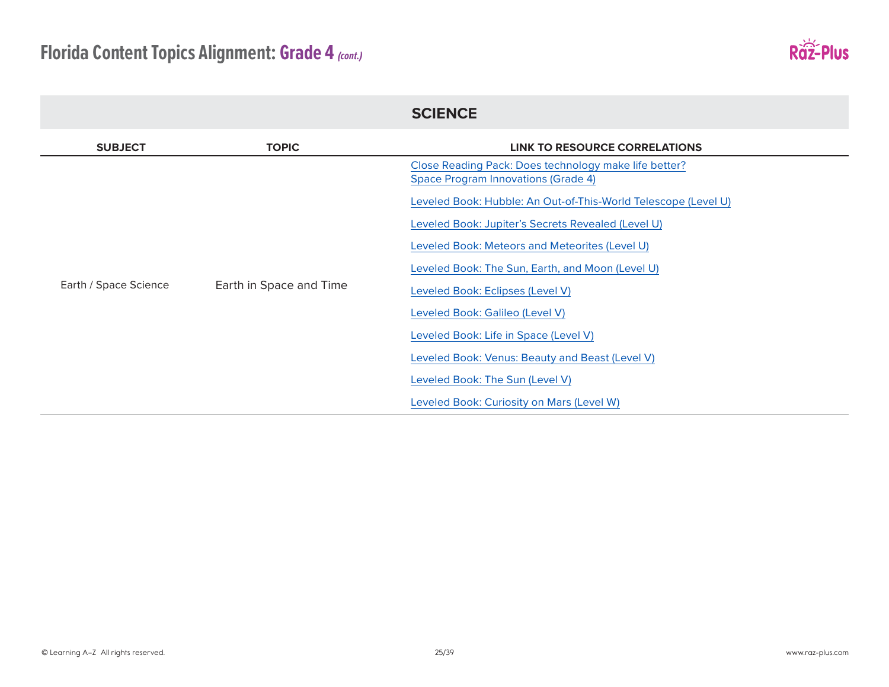# Florida Content Topics Alignment: Grade 4 *(cont.)*

## SCIENCE

| SUBJECT | TOPIC | LINK TO RESOURCE CORRELATIONS |
|---|---|---|
| Earth / Space Science | Earth in Space and Time | Close Reading Pack: Does technology make life better? Space Program Innovations (Grade 4) |
| | | Leveled Book: Hubble: An Out-of-This-World Telescope (Level U) |
| | | Leveled Book: Jupiter's Secrets Revealed (Level U) |
| | | Leveled Book: Meteors and Meteorites (Level U) |
| | | Leveled Book: The Sun, Earth, and Moon (Level U) |
| | | Leveled Book: Eclipses (Level V) |
| | | Leveled Book: Galileo (Level V) |
| | | Leveled Book: Life in Space (Level V) |
| | | Leveled Book: Venus: Beauty and Beast (Level V) |
| | | Leveled Book: The Sun (Level V) |
| | | Leveled Book: Curiosity on Mars (Level W) |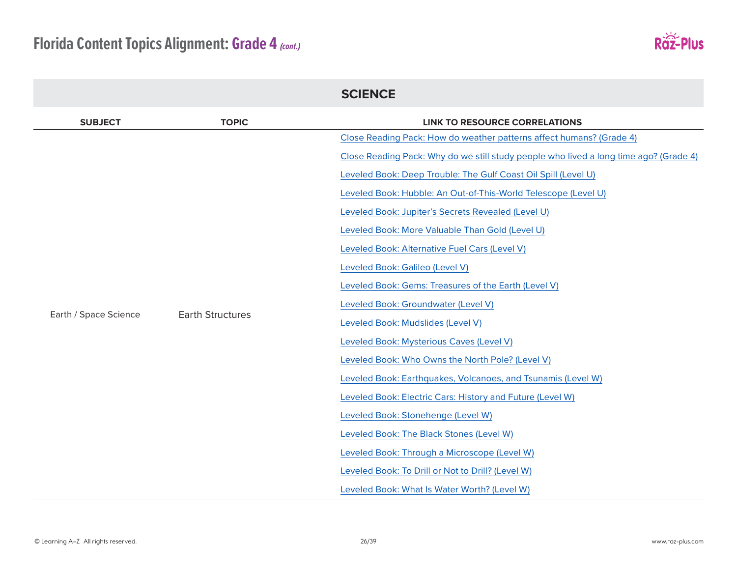# Florida Content Topics Alignment: Grade 4 *(cont.)*

| SCIENCE | | |
|---|---|---|
| **SUBJECT** | **TOPIC** | **LINK TO RESOURCE CORRELATIONS** |
| Earth / Space Science | Earth Structures | Close Reading Pack: How do weather patterns affect humans? (Grade 4) |
| | | Close Reading Pack: Why do we still study people who lived a long time ago? (Grade 4) |
| | | Leveled Book: Deep Trouble: The Gulf Coast Oil Spill (Level U) |
| | | Leveled Book: Hubble: An Out-of-This-World Telescope (Level U) |
| | | Leveled Book: Jupiter's Secrets Revealed (Level U) |
| | | Leveled Book: More Valuable Than Gold (Level U) |
| | | Leveled Book: Alternative Fuel Cars (Level V) |
| | | Leveled Book: Galileo (Level V) |
| | | Leveled Book: Gems: Treasures of the Earth (Level V) |
| | | Leveled Book: Groundwater (Level V) |
| | | Leveled Book: Mudslides (Level V) |
| | | Leveled Book: Mysterious Caves (Level V) |
| | | Leveled Book: Who Owns the North Pole? (Level V) |
| | | Leveled Book: Earthquakes, Volcanoes, and Tsunamis (Level W) |
| | | Leveled Book: Electric Cars: History and Future (Level W) |
| | | Leveled Book: Stonehenge (Level W) |
| | | Leveled Book: The Black Stones (Level W) |
| | | Leveled Book: Through a Microscope (Level W) |
| | | Leveled Book: To Drill or Not to Drill? (Level W) |
| | | Leveled Book: What Is Water Worth? (Level W) |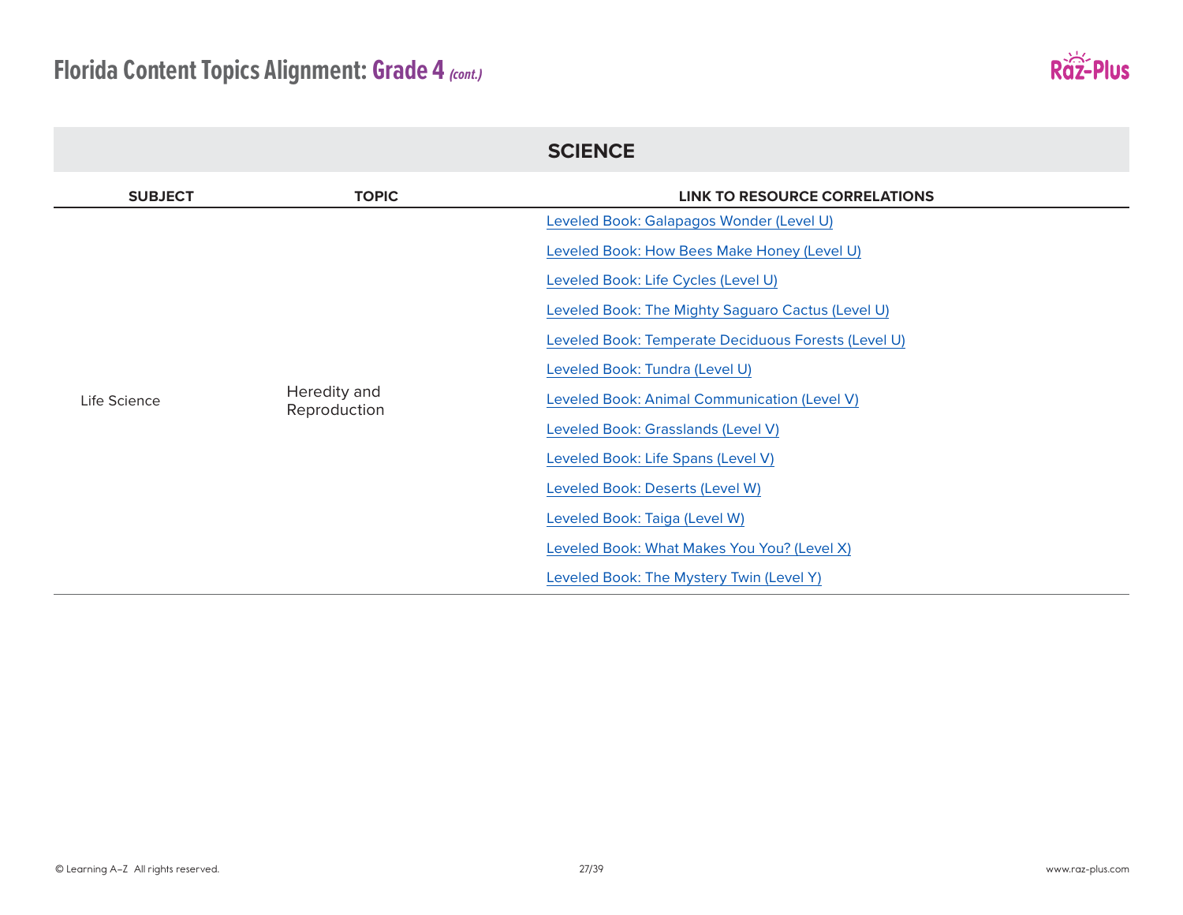# Florida Content Topics Alignment: Grade 4 *(cont.)*

## SCIENCE

| SUBJECT | TOPIC | LINK TO RESOURCE CORRELATIONS |
| --- | --- | --- |
| Life Science | Heredity and Reproduction | Leveled Book: Galapagos Wonder (Level U) |
| | | Leveled Book: How Bees Make Honey (Level U) |
| | | Leveled Book: Life Cycles (Level U) |
| | | Leveled Book: The Mighty Saguaro Cactus (Level U) |
| | | Leveled Book: Temperate Deciduous Forests (Level U) |
| | | Leveled Book: Tundra (Level U) |
| | | Leveled Book: Animal Communication (Level V) |
| | | Leveled Book: Grasslands (Level V) |
| | | Leveled Book: Life Spans (Level V) |
| | | Leveled Book: Deserts (Level W) |
| | | Leveled Book: Taiga (Level W) |
| | | Leveled Book: What Makes You You? (Level X) |
| | | Leveled Book: The Mystery Twin (Level Y) |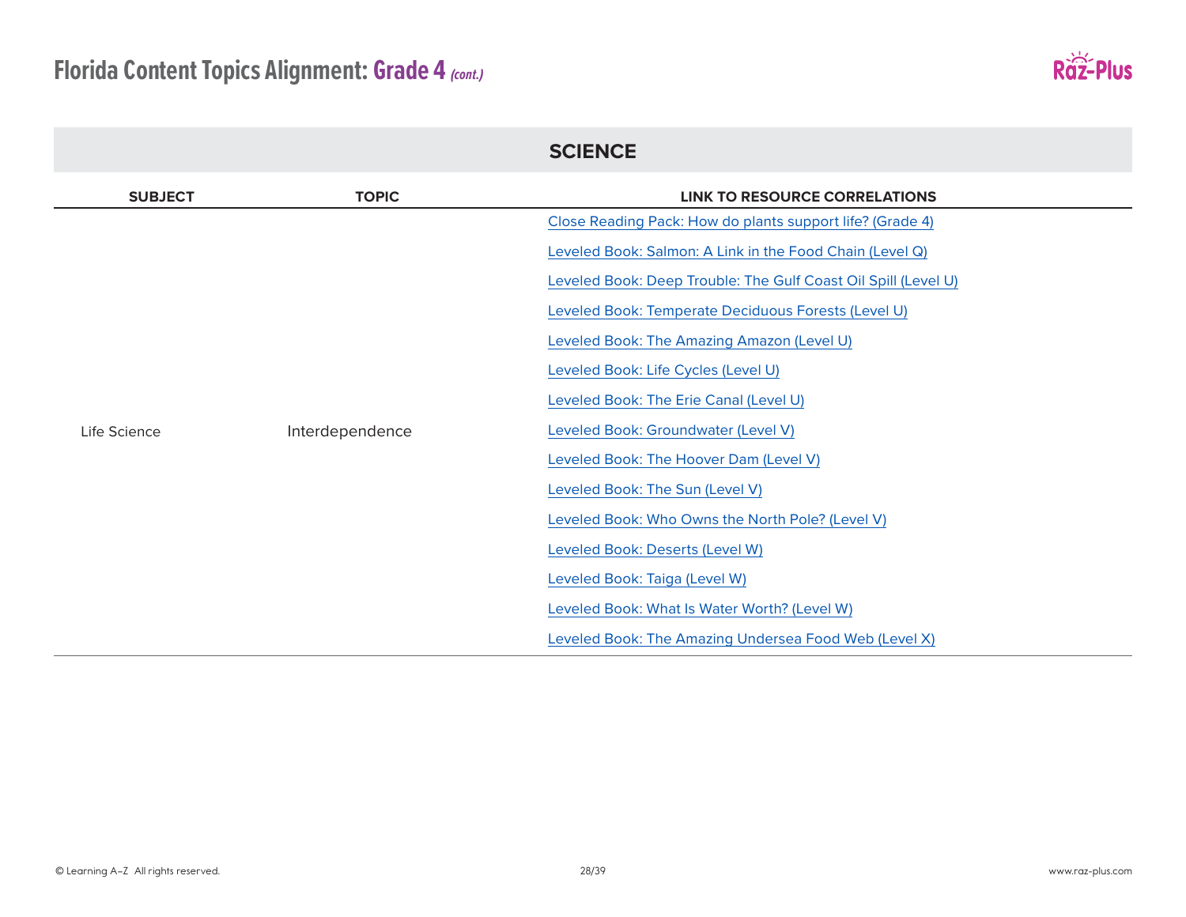# Florida Content Topics Alignment: Grade 4 *(cont.)*

## SCIENCE

| SUBJECT | TOPIC | LINK TO RESOURCE CORRELATIONS |
|---|---|---|
| Life Science | Interdependence | Close Reading Pack: How do plants support life? (Grade 4) |
| | | Leveled Book: Salmon: A Link in the Food Chain (Level Q) |
| | | Leveled Book: Deep Trouble: The Gulf Coast Oil Spill (Level U) |
| | | Leveled Book: Temperate Deciduous Forests (Level U) |
| | | Leveled Book: The Amazing Amazon (Level U) |
| | | Leveled Book: Life Cycles (Level U) |
| | | Leveled Book: The Erie Canal (Level U) |
| | | Leveled Book: Groundwater (Level V) |
| | | Leveled Book: The Hoover Dam (Level V) |
| | | Leveled Book: The Sun (Level V) |
| | | Leveled Book: Who Owns the North Pole? (Level V) |
| | | Leveled Book: Deserts (Level W) |
| | | Leveled Book: Taiga (Level W) |
| | | Leveled Book: What Is Water Worth? (Level W) |
| | | Leveled Book: The Amazing Undersea Food Web (Level X) |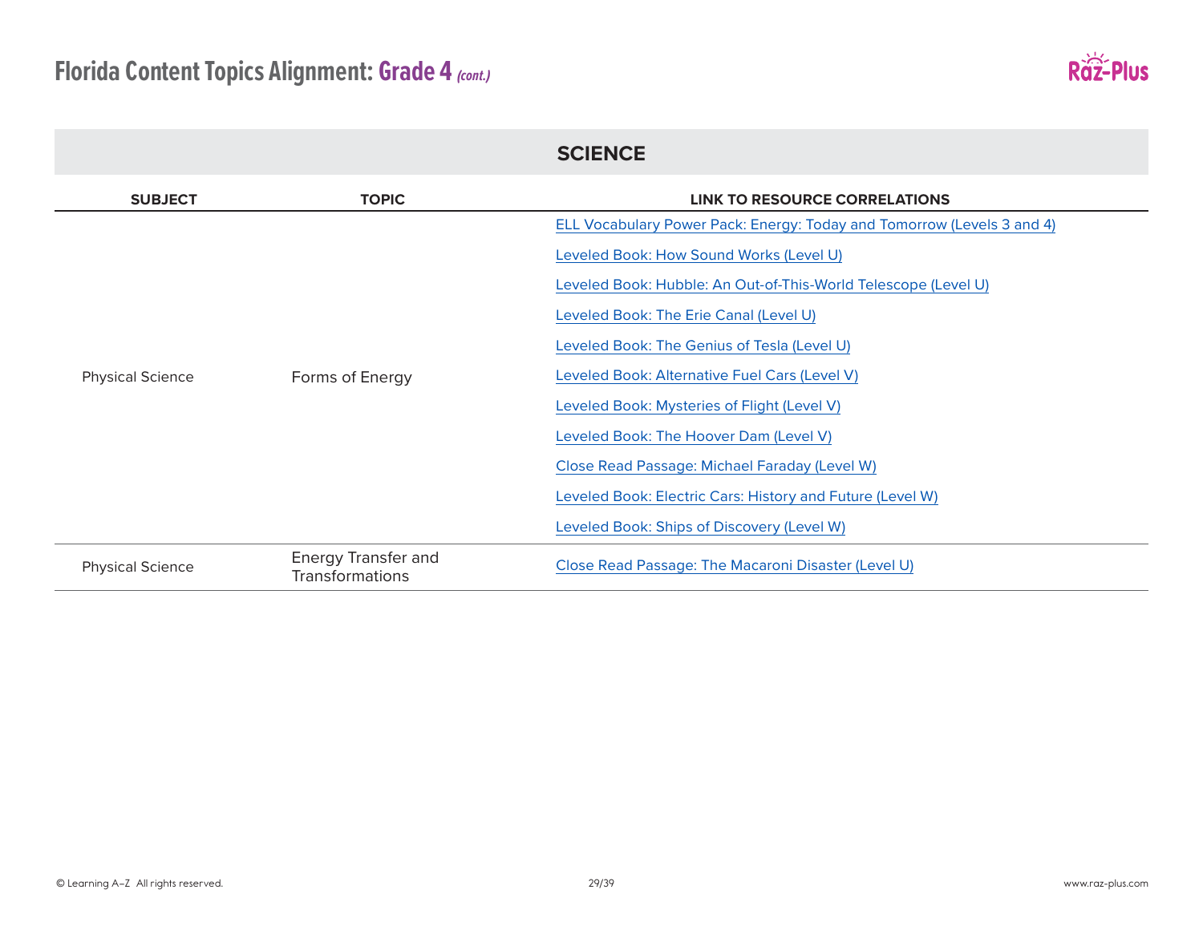# Florida Content Topics Alignment: Grade 4 *(cont.)*

## SCIENCE

| SUBJECT | TOPIC | LINK TO RESOURCE CORRELATIONS |
|---|---|---|
| Physical Science | Forms of Energy | ELL Vocabulary Power Pack: Energy: Today and Tomorrow (Levels 3 and 4) |
| | | Leveled Book: How Sound Works (Level U) |
| | | Leveled Book: Hubble: An Out-of-This-World Telescope (Level U) |
| | | Leveled Book: The Erie Canal (Level U) |
| | | Leveled Book: The Genius of Tesla (Level U) |
| | | Leveled Book: Alternative Fuel Cars (Level V) |
| | | Leveled Book: Mysteries of Flight (Level V) |
| | | Leveled Book: The Hoover Dam (Level V) |
| | | Close Read Passage: Michael Faraday (Level W) |
| | | Leveled Book: Electric Cars: History and Future (Level W) |
| | | Leveled Book: Ships of Discovery (Level W) |
| Physical Science | Energy Transfer and Transformations | Close Read Passage: The Macaroni Disaster (Level U) |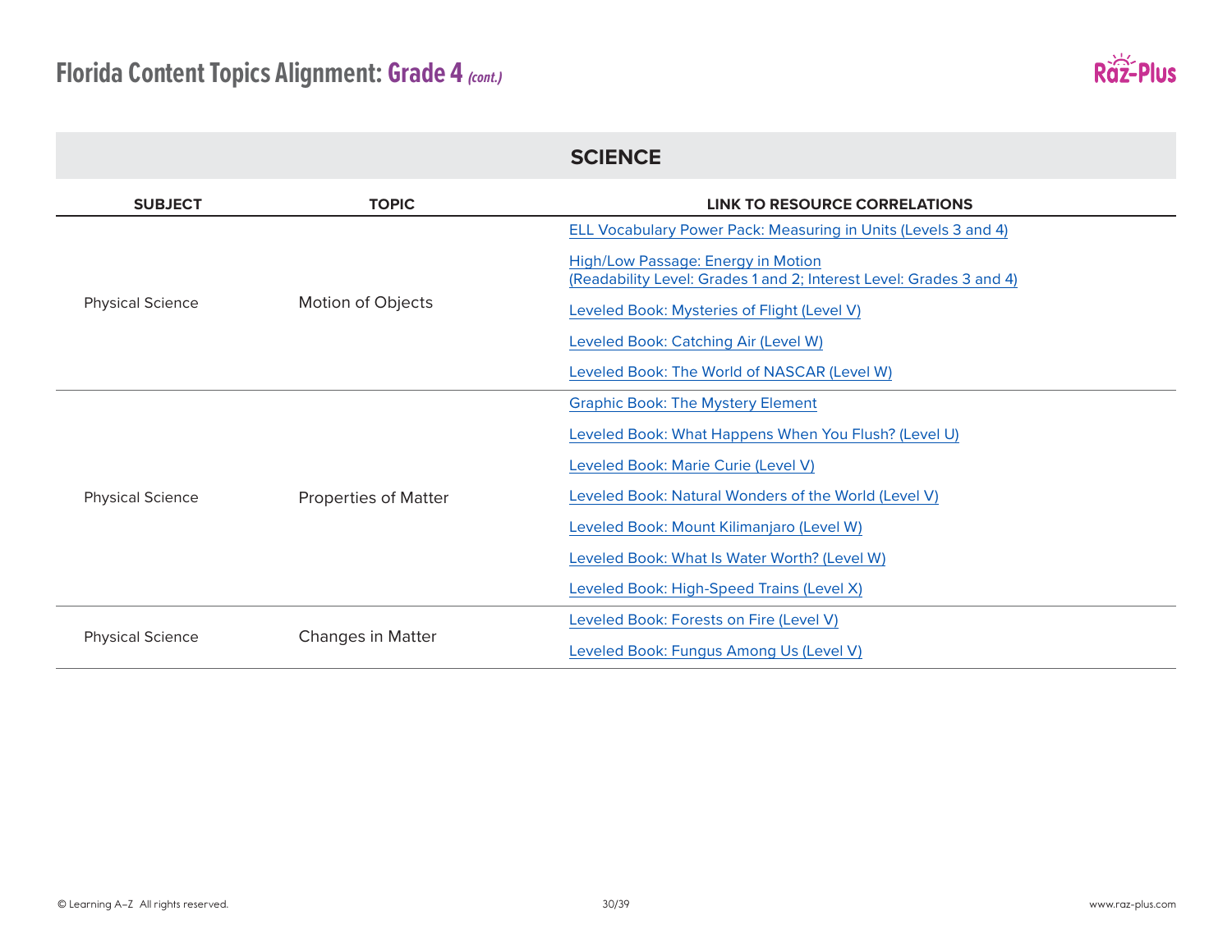# Florida Content Topics Alignment: Grade 4 *(cont.)*

| SCIENCE | | |
|---|---|---|
| **SUBJECT** | **TOPIC** | **LINK TO RESOURCE CORRELATIONS** |
| Physical Science | Motion of Objects | ELL Vocabulary Power Pack: Measuring in Units (Levels 3 and 4)<br>High/Low Passage: Energy in Motion (Readability Level: Grades 1 and 2; Interest Level: Grades 3 and 4)<br>Leveled Book: Mysteries of Flight (Level V)<br>Leveled Book: Catching Air (Level W)<br>Leveled Book: The World of NASCAR (Level W) |
| Physical Science | Properties of Matter | Graphic Book: The Mystery Element<br>Leveled Book: What Happens When You Flush? (Level U)<br>Leveled Book: Marie Curie (Level V)<br>Leveled Book: Natural Wonders of the World (Level V)<br>Leveled Book: Mount Kilimanjaro (Level W)<br>Leveled Book: What Is Water Worth? (Level W)<br>Leveled Book: High-Speed Trains (Level X) |
| Physical Science | Changes in Matter | Leveled Book: Forests on Fire (Level V)<br>Leveled Book: Fungus Among Us (Level V) |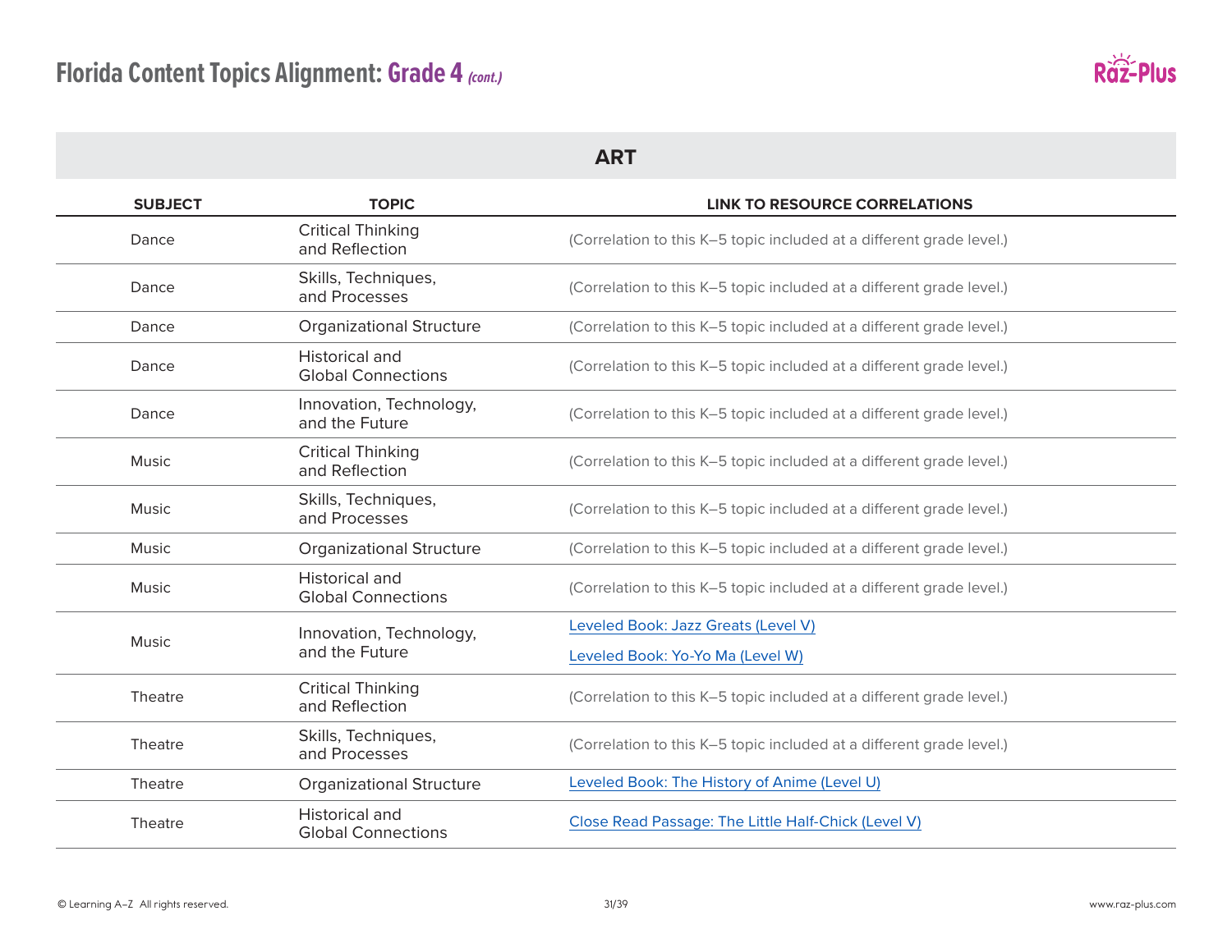# Florida Content Topics Alignment: Grade 4 *(cont.)*

## ART

| SUBJECT | TOPIC | LINK TO RESOURCE CORRELATIONS |
|---|---|---|
| Dance | Critical Thinking and Reflection | (Correlation to this K–5 topic included at a different grade level.) |
| Dance | Skills, Techniques, and Processes | (Correlation to this K–5 topic included at a different grade level.) |
| Dance | Organizational Structure | (Correlation to this K–5 topic included at a different grade level.) |
| Dance | Historical and Global Connections | (Correlation to this K–5 topic included at a different grade level.) |
| Dance | Innovation, Technology, and the Future | (Correlation to this K–5 topic included at a different grade level.) |
| Music | Critical Thinking and Reflection | (Correlation to this K–5 topic included at a different grade level.) |
| Music | Skills, Techniques, and Processes | (Correlation to this K–5 topic included at a different grade level.) |
| Music | Organizational Structure | (Correlation to this K–5 topic included at a different grade level.) |
| Music | Historical and Global Connections | (Correlation to this K–5 topic included at a different grade level.) |
| Music | Innovation, Technology, and the Future | Leveled Book: Jazz Greats (Level V)<br>Leveled Book: Yo-Yo Ma (Level W) |
| Theatre | Critical Thinking and Reflection | (Correlation to this K–5 topic included at a different grade level.) |
| Theatre | Skills, Techniques, and Processes | (Correlation to this K–5 topic included at a different grade level.) |
| Theatre | Organizational Structure | Leveled Book: The History of Anime (Level U) |
| Theatre | Historical and Global Connections | Close Read Passage: The Little Half-Chick (Level V) |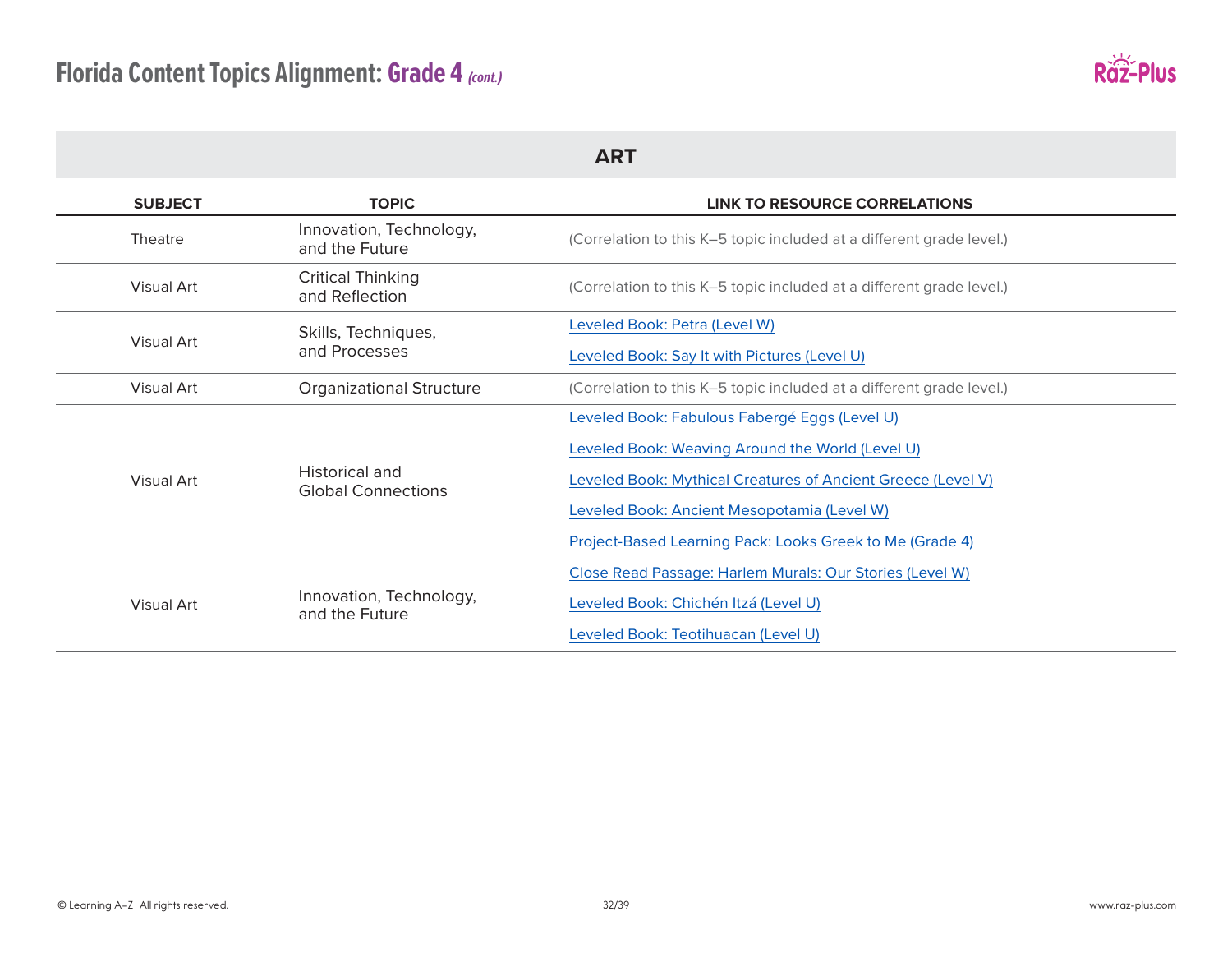# Florida Content Topics Alignment: Grade 4 *(cont.)*

## ART

| SUBJECT | TOPIC | LINK TO RESOURCE CORRELATIONS |
| --- | --- | --- |
| Theatre | Innovation, Technology, and the Future | (Correlation to this K–5 topic included at a different grade level.) |
| Visual Art | Critical Thinking and Reflection | (Correlation to this K–5 topic included at a different grade level.) |
| Visual Art | Skills, Techniques, and Processes | Leveled Book: Petra (Level W)<br>Leveled Book: Say It with Pictures (Level U) |
| Visual Art | Organizational Structure | (Correlation to this K–5 topic included at a different grade level.) |
| Visual Art | Historical and Global Connections | Leveled Book: Fabulous Fabergé Eggs (Level U)<br>Leveled Book: Weaving Around the World (Level U)<br>Leveled Book: Mythical Creatures of Ancient Greece (Level V)<br>Leveled Book: Ancient Mesopotamia (Level W)<br>Project-Based Learning Pack: Looks Greek to Me (Grade 4) |
| Visual Art | Innovation, Technology, and the Future | Close Read Passage: Harlem Murals: Our Stories (Level W)<br>Leveled Book: Chichén Itzá (Level U)<br>Leveled Book: Teotihuacan (Level U) |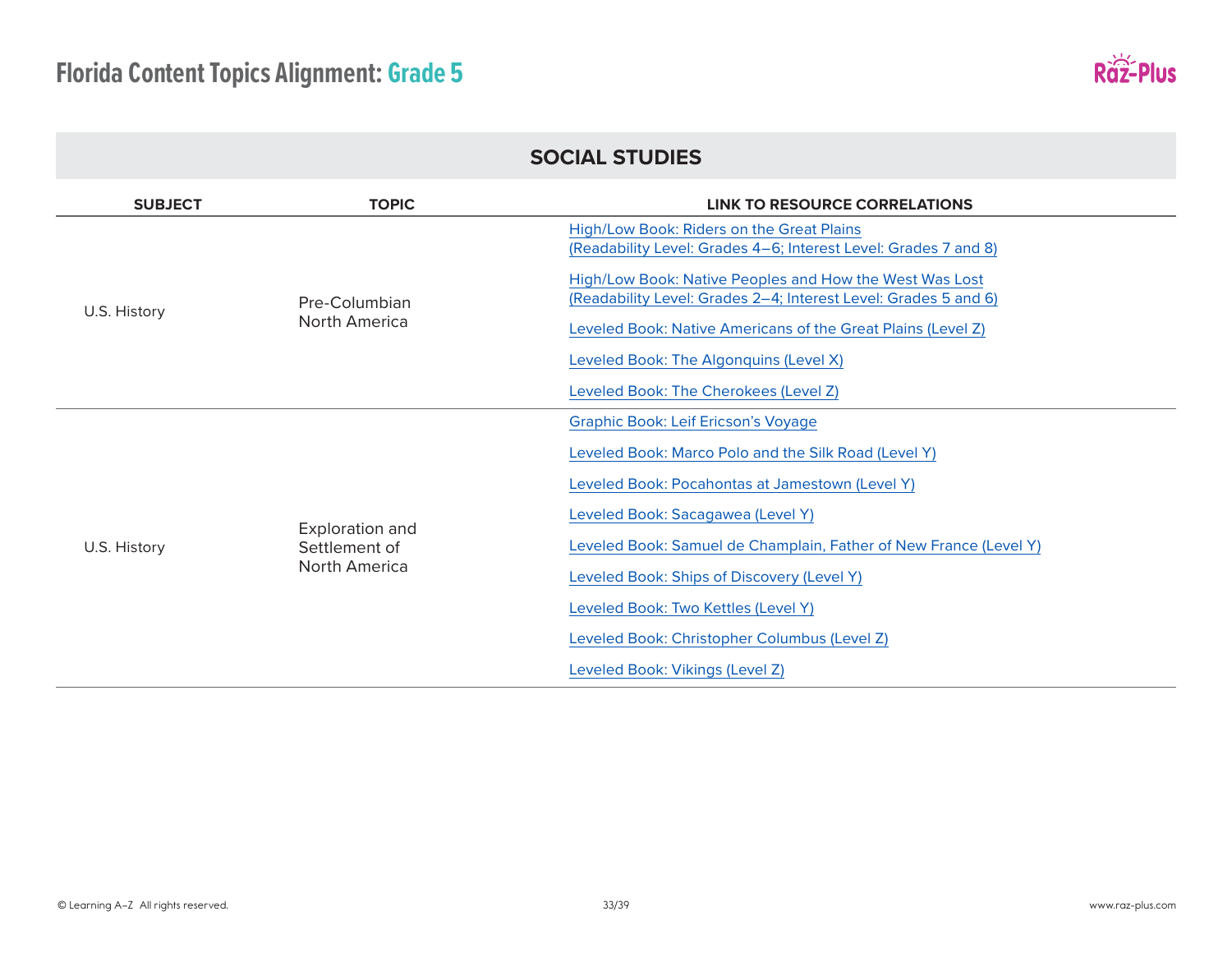# Florida Content Topics Alignment: Grade 5

## SOCIAL STUDIES

| SUBJECT | TOPIC | LINK TO RESOURCE CORRELATIONS |
|---|---|---|
| U.S. History | Pre-Columbian North America | High/Low Book: Riders on the Great Plains (Readability Level: Grades 4–6; Interest Level: Grades 7 and 8)<br>High/Low Book: Native Peoples and How the West Was Lost (Readability Level: Grades 2–4; Interest Level: Grades 5 and 6)<br>Leveled Book: Native Americans of the Great Plains (Level Z)<br>Leveled Book: The Algonquins (Level X)<br>Leveled Book: The Cherokees (Level Z) |
| U.S. History | Exploration and Settlement of North America | Graphic Book: Leif Ericson's Voyage<br>Leveled Book: Marco Polo and the Silk Road (Level Y)<br>Leveled Book: Pocahontas at Jamestown (Level Y)<br>Leveled Book: Sacagawea (Level Y)<br>Leveled Book: Samuel de Champlain, Father of New France (Level Y)<br>Leveled Book: Ships of Discovery (Level Y)<br>Leveled Book: Two Kettles (Level Y)<br>Leveled Book: Christopher Columbus (Level Z)<br>Leveled Book: Vikings (Level Z) |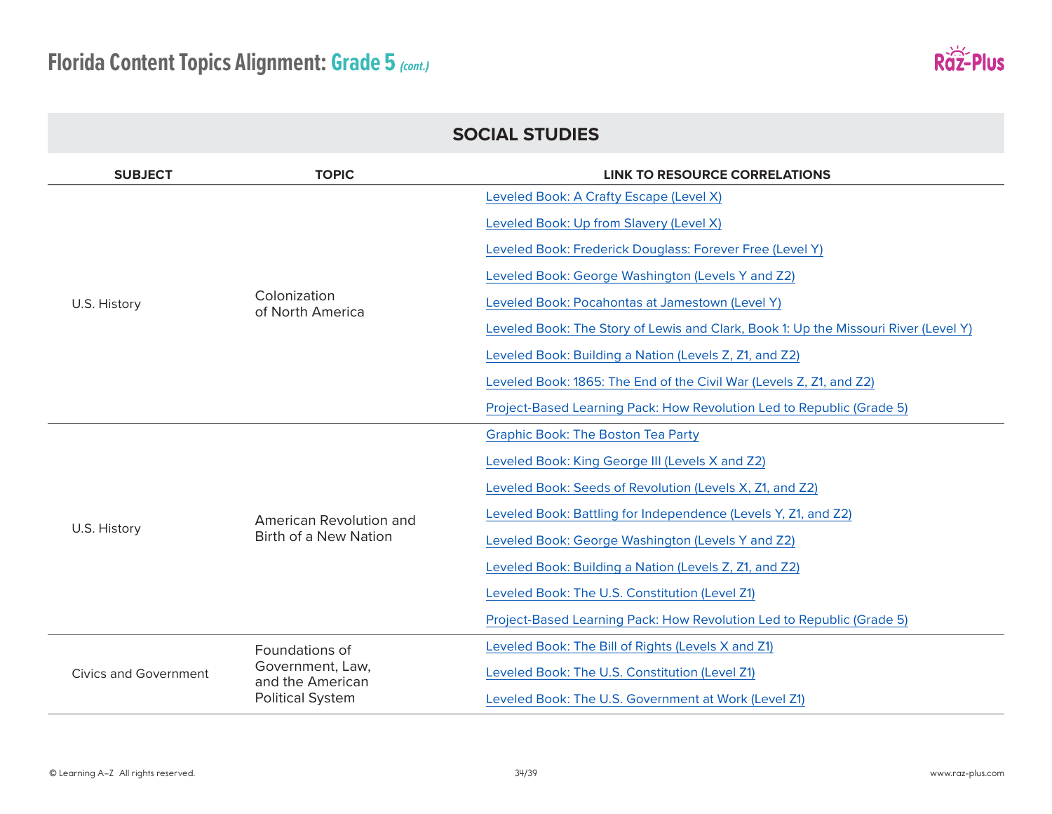# Florida Content Topics Alignment: Grade 5 *(cont.)*

## SOCIAL STUDIES

| SUBJECT | TOPIC | LINK TO RESOURCE CORRELATIONS |
| --- | --- | --- |
| U.S. History | Colonization of North America | Leveled Book: A Crafty Escape (Level X) |
| | | Leveled Book: Up from Slavery (Level X) |
| | | Leveled Book: Frederick Douglass: Forever Free (Level Y) |
| | | Leveled Book: George Washington (Levels Y and Z2) |
| | | Leveled Book: Pocahontas at Jamestown (Level Y) |
| | | Leveled Book: The Story of Lewis and Clark, Book 1: Up the Missouri River (Level Y) |
| | | Leveled Book: Building a Nation (Levels Z, Z1, and Z2) |
| | | Leveled Book: 1865: The End of the Civil War (Levels Z, Z1, and Z2) |
| | | Project-Based Learning Pack: How Revolution Led to Republic (Grade 5) |
| U.S. History | American Revolution and Birth of a New Nation | Graphic Book: The Boston Tea Party |
| | | Leveled Book: King George III (Levels X and Z2) |
| | | Leveled Book: Seeds of Revolution (Levels X, Z1, and Z2) |
| | | Leveled Book: Battling for Independence (Levels Y, Z1, and Z2) |
| | | Leveled Book: George Washington (Levels Y and Z2) |
| | | Leveled Book: Building a Nation (Levels Z, Z1, and Z2) |
| | | Leveled Book: The U.S. Constitution (Level Z1) |
| | | Project-Based Learning Pack: How Revolution Led to Republic (Grade 5) |
| Civics and Government | Foundations of Government, Law, and the American Political System | Leveled Book: The Bill of Rights (Levels X and Z1) |
| | | Leveled Book: The U.S. Constitution (Level Z1) |
| | | Leveled Book: The U.S. Government at Work (Level Z1) |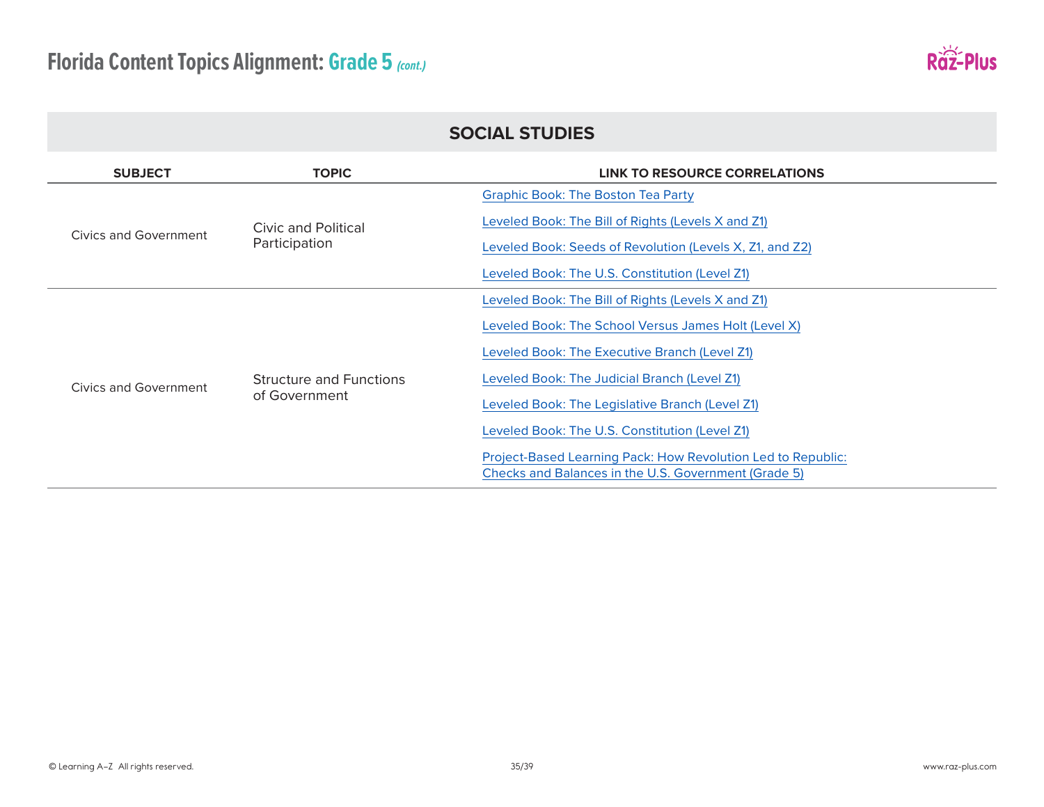# Florida Content Topics Alignment: Grade 5 *(cont.)*

## SOCIAL STUDIES

| SUBJECT | TOPIC | LINK TO RESOURCE CORRELATIONS |
|---|---|---|
| Civics and Government | Civic and Political Participation | Graphic Book: The Boston Tea Party |
| | | Leveled Book: The Bill of Rights (Levels X and Z1) |
| | | Leveled Book: Seeds of Revolution (Levels X, Z1, and Z2) |
| | | Leveled Book: The U.S. Constitution (Level Z1) |
| Civics and Government | Structure and Functions of Government | Leveled Book: The Bill of Rights (Levels X and Z1) |
| | | Leveled Book: The School Versus James Holt (Level X) |
| | | Leveled Book: The Executive Branch (Level Z1) |
| | | Leveled Book: The Judicial Branch (Level Z1) |
| | | Leveled Book: The Legislative Branch (Level Z1) |
| | | Leveled Book: The U.S. Constitution (Level Z1) |
| | | Project-Based Learning Pack: How Revolution Led to Republic: Checks and Balances in the U.S. Government (Grade 5) |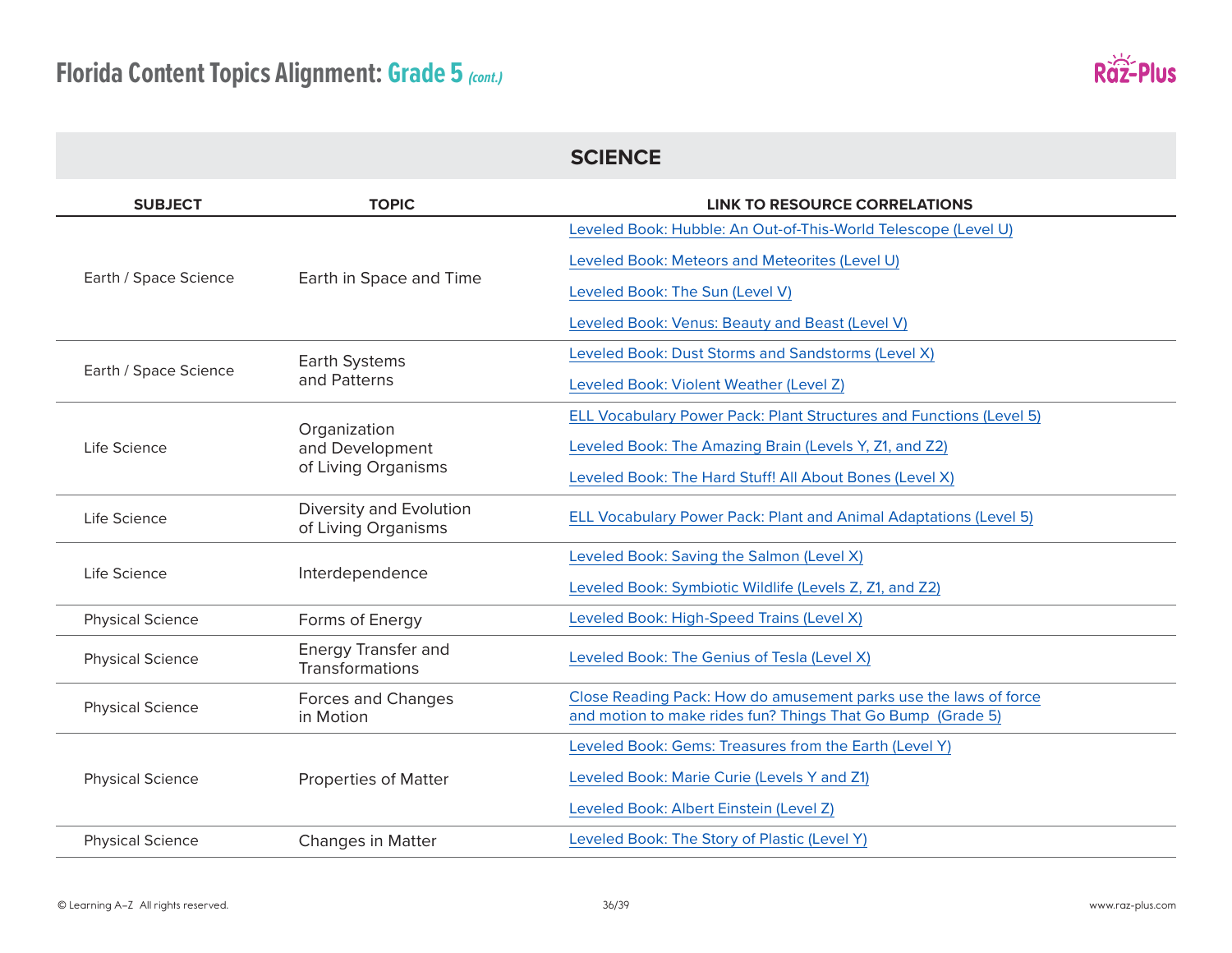# Florida Content Topics Alignment: Grade 5 *(cont.)*

## SCIENCE

| SUBJECT | TOPIC | LINK TO RESOURCE CORRELATIONS |
|---|---|---|
| Earth / Space Science | Earth in Space and Time | Leveled Book: Hubble: An Out-of-This-World Telescope (Level U) |
| | | Leveled Book: Meteors and Meteorites (Level U) |
| | | Leveled Book: The Sun (Level V) |
| | | Leveled Book: Venus: Beauty and Beast (Level V) |
| Earth / Space Science | Earth Systems and Patterns | Leveled Book: Dust Storms and Sandstorms (Level X) |
| | | Leveled Book: Violent Weather (Level Z) |
| Life Science | Organization and Development of Living Organisms | ELL Vocabulary Power Pack: Plant Structures and Functions (Level 5) |
| | | Leveled Book: The Amazing Brain (Levels Y, Z1, and Z2) |
| | | Leveled Book: The Hard Stuff! All About Bones (Level X) |
| Life Science | Diversity and Evolution of Living Organisms | ELL Vocabulary Power Pack: Plant and Animal Adaptations (Level 5) |
| Life Science | Interdependence | Leveled Book: Saving the Salmon (Level X) |
| | | Leveled Book: Symbiotic Wildlife (Levels Z, Z1, and Z2) |
| Physical Science | Forms of Energy | Leveled Book: High-Speed Trains (Level X) |
| Physical Science | Energy Transfer and Transformations | Leveled Book: The Genius of Tesla (Level X) |
| Physical Science | Forces and Changes in Motion | Close Reading Pack: How do amusement parks use the laws of force and motion to make rides fun? Things That Go Bump (Grade 5) |
| Physical Science | Properties of Matter | Leveled Book: Gems: Treasures from the Earth (Level Y) |
| | | Leveled Book: Marie Curie (Levels Y and Z1) |
| | | Leveled Book: Albert Einstein (Level Z) |
| Physical Science | Changes in Matter | Leveled Book: The Story of Plastic (Level Y) |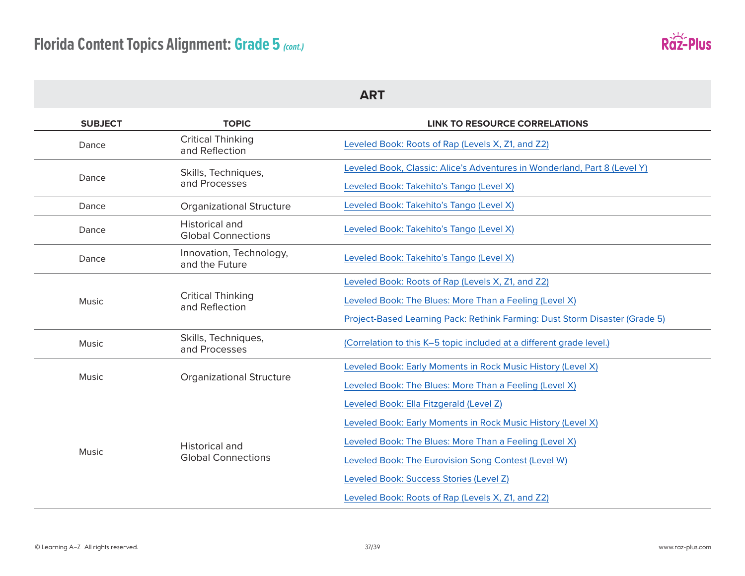# Florida Content Topics Alignment: Grade 5 *(cont.)*

## ART

| SUBJECT | TOPIC | LINK TO RESOURCE CORRELATIONS |
|---|---|---|
| Dance | Critical Thinking and Reflection | Leveled Book: Roots of Rap (Levels X, Z1, and Z2) |
| Dance | Skills, Techniques, and Processes | Leveled Book, Classic: Alice's Adventures in Wonderland, Part 8 (Level Y)<br>Leveled Book: Takehito's Tango (Level X) |
| Dance | Organizational Structure | Leveled Book: Takehito's Tango (Level X) |
| Dance | Historical and Global Connections | Leveled Book: Takehito's Tango (Level X) |
| Dance | Innovation, Technology, and the Future | Leveled Book: Takehito's Tango (Level X) |
| Music | Critical Thinking and Reflection | Leveled Book: Roots of Rap (Levels X, Z1, and Z2)<br>Leveled Book: The Blues: More Than a Feeling (Level X)<br>Project-Based Learning Pack: Rethink Farming: Dust Storm Disaster (Grade 5) |
| Music | Skills, Techniques, and Processes | (Correlation to this K–5 topic included at a different grade level.) |
| Music | Organizational Structure | Leveled Book: Early Moments in Rock Music History (Level X)<br>Leveled Book: The Blues: More Than a Feeling (Level X) |
| Music | Historical and Global Connections | Leveled Book: Ella Fitzgerald (Level Z)<br>Leveled Book: Early Moments in Rock Music History (Level X)<br>Leveled Book: The Blues: More Than a Feeling (Level X)<br>Leveled Book: The Eurovision Song Contest (Level W)<br>Leveled Book: Success Stories (Level Z)<br>Leveled Book: Roots of Rap (Levels X, Z1, and Z2) |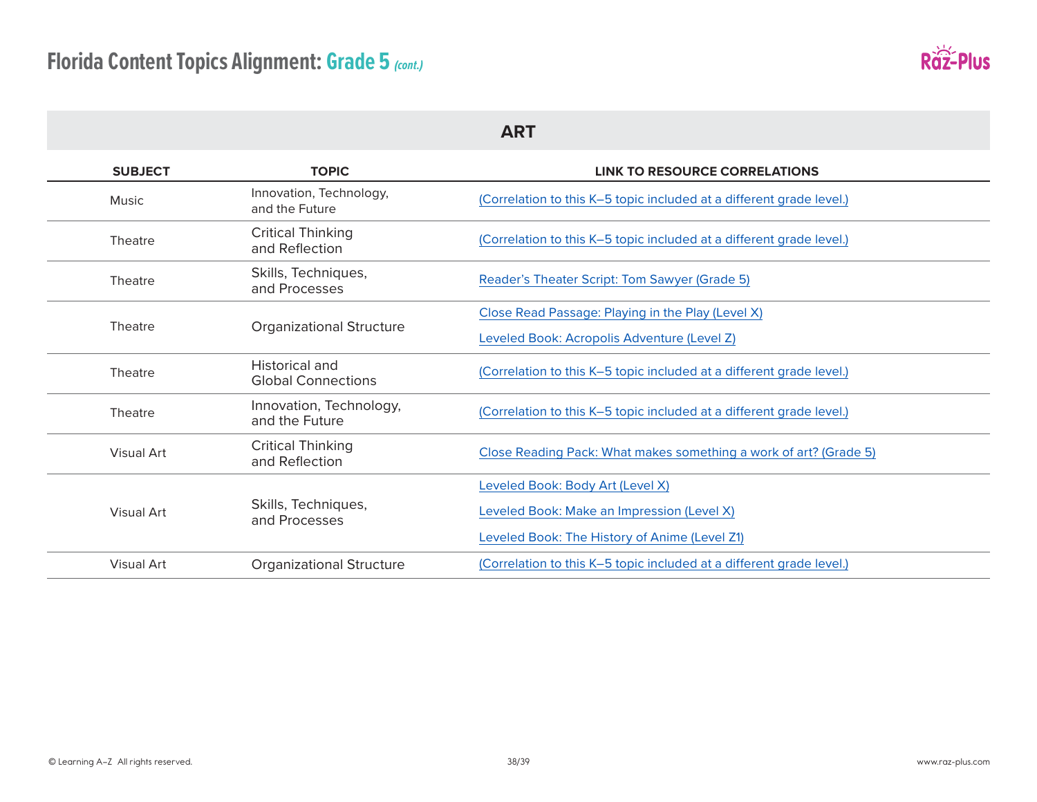# Florida Content Topics Alignment: Grade 5 *(cont.)*

## ART

| SUBJECT | TOPIC | LINK TO RESOURCE CORRELATIONS |
|---|---|---|
| Music | Innovation, Technology, and the Future | (Correlation to this K–5 topic included at a different grade level.) |
| Theatre | Critical Thinking and Reflection | (Correlation to this K–5 topic included at a different grade level.) |
| Theatre | Skills, Techniques, and Processes | Reader's Theater Script: Tom Sawyer (Grade 5) |
| Theatre | Organizational Structure | Close Read Passage: Playing in the Play (Level X)<br>Leveled Book: Acropolis Adventure (Level Z) |
| Theatre | Historical and Global Connections | (Correlation to this K–5 topic included at a different grade level.) |
| Theatre | Innovation, Technology, and the Future | (Correlation to this K–5 topic included at a different grade level.) |
| Visual Art | Critical Thinking and Reflection | Close Reading Pack: What makes something a work of art? (Grade 5) |
| Visual Art | Skills, Techniques, and Processes | Leveled Book: Body Art (Level X)<br>Leveled Book: Make an Impression (Level X)<br>Leveled Book: The History of Anime (Level Z1) |
| Visual Art | Organizational Structure | (Correlation to this K–5 topic included at a different grade level.) |

© Learning A–Z All rights reserved.

www.raz-plus.com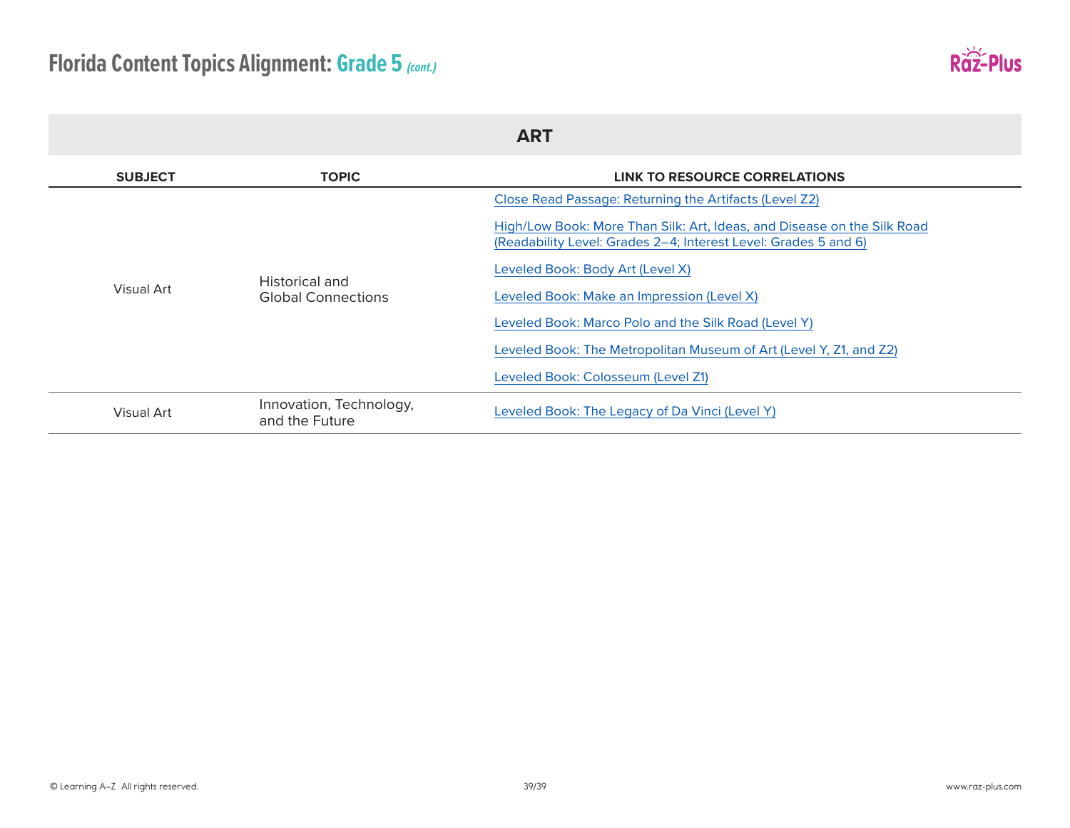# Florida Content Topics Alignment: Grade 5 *(cont.)*

## ART

| SUBJECT | TOPIC | LINK TO RESOURCE CORRELATIONS |
|---|---|---|
| Visual Art | Historical and Global Connections | Close Read Passage: Returning the Artifacts (Level Z2)<br>High/Low Book: More Than Silk: Art, Ideas, and Disease on the Silk Road (Readability Level: Grades 2–4; Interest Level: Grades 5 and 6)<br>Leveled Book: Body Art (Level X)<br>Leveled Book: Make an Impression (Level X)<br>Leveled Book: Marco Polo and the Silk Road (Level Y)<br>Leveled Book: The Metropolitan Museum of Art (Level Y, Z1, and Z2)<br>Leveled Book: Colosseum (Level Z1) |
| Visual Art | Innovation, Technology, and the Future | Leveled Book: The Legacy of Da Vinci (Level Y) |